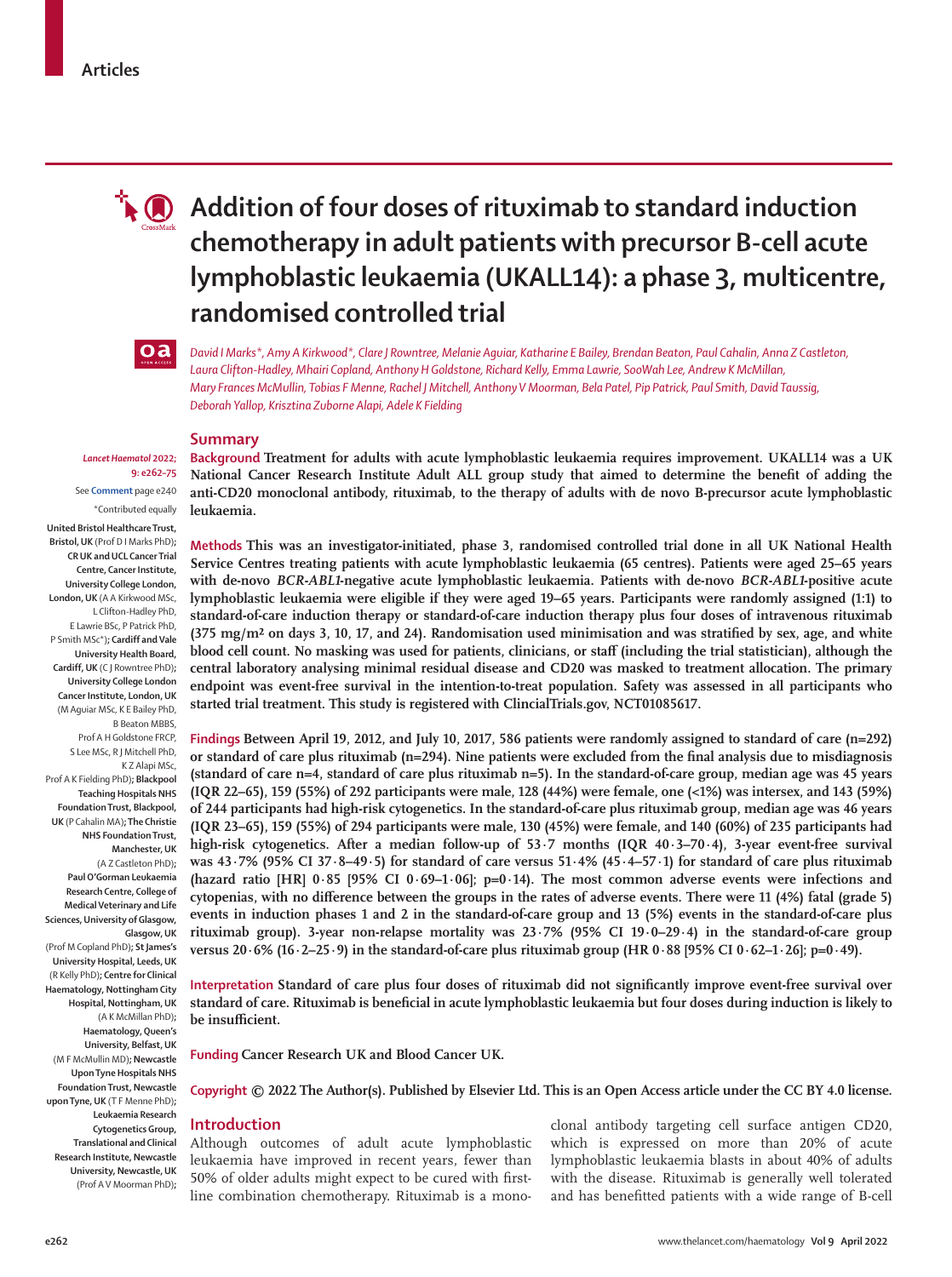Articles

# Addition of four doses of rituximab to standard induction chemotherapy in adult patients with precursor B-cell acute lymphoblastic leukaemia (UKALL14): a phase 3, multicentre, randomised controlled trial

*David I Marks\*, Amy A Kirkwood\*, Clare J Rowntree, Melanie Aguiar, Katharine E Bailey, Brendan Beaton, Paul Cahalin, Anna Z Castleton, Laura Clifton-Hadley, Mhairi Copland, Anthony H Goldstone, Richard Kelly, Emma Lawrie, SooWah Lee, Andrew K McMillan, Mary Frances McMullin, Tobias F Menne, Rachel J Mitchell, Anthony V Moorman, Bela Patel, Pip Patrick, Paul Smith, David Taussig, Deborah Yallop, Krisztina Zuborne Alapi, Adele K Fielding*

*Lancet Haematol* 2022; 9: e262–75

See **Comment** page e240

\*Contributed equally

**United Bristol Healthcare Trust, Bristol, UK** (Prof D I Marks PhD); **CR UK and UCL Cancer Trial Centre, Cancer Institute, University College London, London, UK** (A A Kirkwood MSc, L Clifton-Hadley PhD, E Lawrie BSc, P Patrick PhD, P Smith MSc\*); **Cardiff and Vale University Health Board, Cardiff, UK** (C J Rowntree PhD); **University College London Cancer Institute, London, UK** (M Aguiar MSc, K E Bailey PhD, B Beaton MBBS, Prof A H Goldstone FRCP, S Lee MSc, R J Mitchell PhD, K Z Alapi MSc, Prof A K Fielding PhD); **Blackpool Teaching Hospitals NHS Foundation Trust, Blackpool, UK** (P Cahalin MA); **The Christie NHS Foundation Trust, Manchester, UK** (A Z Castleton PhD); **Paul O'Gorman Leukaemia Research Centre, College of Medical Veterinary and Life Sciences, University of Glasgow, Glasgow, UK** (Prof M Copland PhD); **St James's University Hospital, Leeds, UK** (R Kelly PhD); **Centre for Clinical Haematology, Nottingham City Hospital, Nottingham, UK** (A K McMillan PhD); **Haematology, Queen's University, Belfast, UK** (M F McMullin MD); **Newcastle Upon Tyne Hospitals NHS Foundation Trust, Newcastle upon Tyne, UK** (T F Menne PhD); **Leukaemia Research Cytogenetics Group, Translational and Clinical Research Institute, Newcastle University, Newcastle, UK** (Prof A V Moorman PhD);

## Summary

**Background** Treatment for adults with acute lymphoblastic leukaemia requires improvement. UKALL14 was a UK National Cancer Research Institute Adult ALL group study that aimed to determine the benefit of adding the anti-CD20 monoclonal antibody, rituximab, to the therapy of adults with de novo B-precursor acute lymphoblastic leukaemia.

**Methods** This was an investigator-initiated, phase 3, randomised controlled trial done in all UK National Health Service Centres treating patients with acute lymphoblastic leukaemia (65 centres). Patients were aged 25–65 years with de-novo *BCR-ABL1*-negative acute lymphoblastic leukaemia. Patients with de-novo *BCR-ABL1*-positive acute lymphoblastic leukaemia were eligible if they were aged 19–65 years. Participants were randomly assigned (1:1) to standard-of-care induction therapy or standard-of-care induction therapy plus four doses of intravenous rituximab (375 mg/m² on days 3, 10, 17, and 24). Randomisation used minimisation and was stratified by sex, age, and white blood cell count. No masking was used for patients, clinicians, or staff (including the trial statistician), although the central laboratory analysing minimal residual disease and CD20 was masked to treatment allocation. The primary endpoint was event-free survival in the intention-to-treat population. Safety was assessed in all participants who started trial treatment. This study is registered with ClincialTrials.gov, NCT01085617.

**Findings** Between April 19, 2012, and July 10, 2017, 586 patients were randomly assigned to standard of care (n=292) or standard of care plus rituximab (n=294). Nine patients were excluded from the final analysis due to misdiagnosis (standard of care n=4, standard of care plus rituximab n=5). In the standard-of-care group, median age was 45 years (IQR 22–65), 159 (55%) of 292 participants were male, 128 (44%) were female, one (<1%) was intersex, and 143 (59%) of 244 participants had high-risk cytogenetics. In the standard-of-care plus rituximab group, median age was 46 years (IQR 23–65), 159 (55%) of 294 participants were male, 130 (45%) were female, and 140 (60%) of 235 participants had high-risk cytogenetics. After a median follow-up of 53·7 months (IQR 40·3–70·4), 3-year event-free survival was 43·7% (95% CI 37·8–49·5) for standard of care versus 51·4% (45·4–57·1) for standard of care plus rituximab (hazard ratio [HR] 0·85 [95% CI 0·69–1·06]; p=0·14). The most common adverse events were infections and cytopenias, with no difference between the groups in the rates of adverse events. There were 11 (4%) fatal (grade 5) events in induction phases 1 and 2 in the standard-of-care group and 13 (5%) events in the standard-of-care plus rituximab group). 3-year non-relapse mortality was 23·7% (95% CI 19·0–29·4) in the standard-of-care group versus 20·6% (16·2–25·9) in the standard-of-care plus rituximab group (HR 0·88 [95% CI 0·62–1·26]; p=0·49).

**Interpretation** Standard of care plus four doses of rituximab did not significantly improve event-free survival over standard of care. Rituximab is beneficial in acute lymphoblastic leukaemia but four doses during induction is likely to be insufficient.

**Funding** Cancer Research UK and Blood Cancer UK.

**Copyright** © 2022 The Author(s). Published by Elsevier Ltd. This is an Open Access article under the CC BY 4.0 license.

## Introduction

Although outcomes of adult acute lymphoblastic leukaemia have improved in recent years, fewer than 50% of older adults might expect to be cured with first-line combination chemotherapy. Rituximab is a monoclonal antibody targeting cell surface antigen CD20, which is expressed on more than 20% of acute lymphoblastic leukaemia blasts in about 40% of adults with the disease. Rituximab is generally well tolerated and has benefitted patients with a wide range of B-cell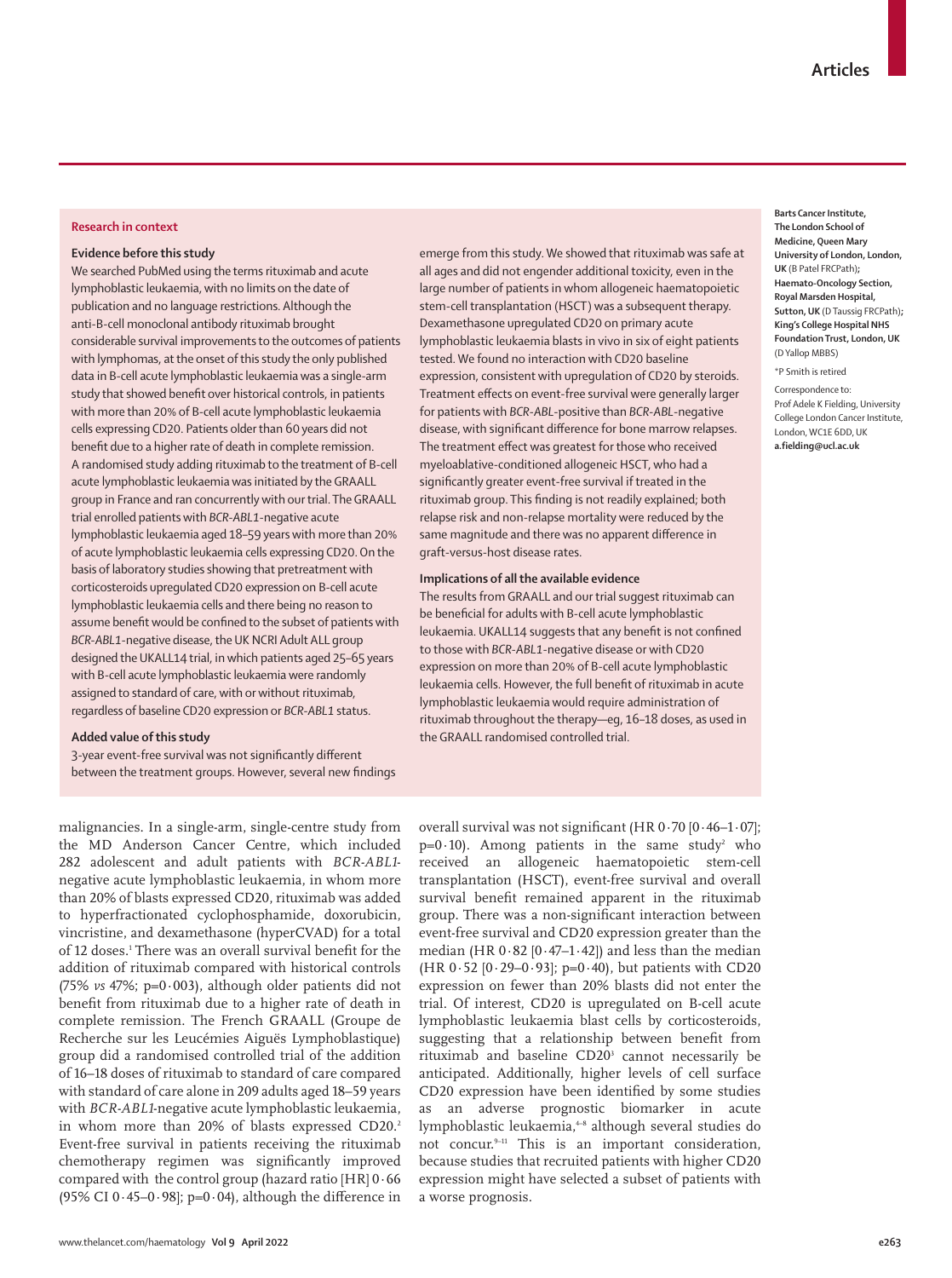## Research in context

### Evidence before this study

We searched PubMed using the terms rituximab and acute lymphoblastic leukaemia, with no limits on the date of publication and no language restrictions. Although the anti-B-cell monoclonal antibody rituximab brought considerable survival improvements to the outcomes of patients with lymphomas, at the onset of this study the only published data in B-cell acute lymphoblastic leukaemia was a single-arm study that showed benefit over historical controls, in patients with more than 20% of B-cell acute lymphoblastic leukaemia cells expressing CD20. Patients older than 60 years did not benefit due to a higher rate of death in complete remission. A randomised study adding rituximab to the treatment of B-cell acute lymphoblastic leukaemia was initiated by the GRAALL group in France and ran concurrently with our trial. The GRAALL trial enrolled patients with *BCR-ABL1*-negative acute lymphoblastic leukaemia aged 18–59 years with more than 20% of acute lymphoblastic leukaemia cells expressing CD20. On the basis of laboratory studies showing that pretreatment with corticosteroids upregulated CD20 expression on B-cell acute lymphoblastic leukaemia cells and there being no reason to assume benefit would be confined to the subset of patients with *BCR-ABL1*-negative disease, the UK NCRI Adult ALL group designed the UKALL14 trial, in which patients aged 25–65 years with B-cell acute lymphoblastic leukaemia were randomly assigned to standard of care, with or without rituximab, regardless of baseline CD20 expression or *BCR-ABL1* status.

### Added value of this study

3-year event-free survival was not significantly different between the treatment groups. However, several new findings emerge from this study. We showed that rituximab was safe at all ages and did not engender additional toxicity, even in the large number of patients in whom allogeneic haematopoietic stem-cell transplantation (HSCT) was a subsequent therapy. Dexamethasone upregulated CD20 on primary acute lymphoblastic leukaemia blasts in vivo in six of eight patients tested. We found no interaction with CD20 baseline expression, consistent with upregulation of CD20 by steroids. Treatment effects on event-free survival were generally larger for patients with *BCR-ABL*-positive than *BCR-ABL*-negative disease, with significant difference for bone marrow relapses. The treatment effect was greatest for those who received myeloablative-conditioned allogeneic HSCT, who had a significantly greater event-free survival if treated in the rituximab group. This finding is not readily explained; both relapse risk and non-relapse mortality were reduced by the same magnitude and there was no apparent difference in graft-versus-host disease rates.

### Implications of all the available evidence

The results from GRAALL and our trial suggest rituximab can be beneficial for adults with B-cell acute lymphoblastic leukaemia. UKALL14 suggests that any benefit is not confined to those with *BCR-ABL1*-negative disease or with CD20 expression on more than 20% of B-cell acute lymphoblastic leukaemia cells. However, the full benefit of rituximab in acute lymphoblastic leukaemia would require administration of rituximab throughout the therapy—eg, 16–18 doses, as used in the GRAALL randomised controlled trial.

Barts Cancer Institute, The London School of Medicine, Queen Mary University of London, London, UK (B Patel FRCPath); Haemato-Oncology Section, Royal Marsden Hospital, Sutton, UK (D Taussig FRCPath); King's College Hospital NHS Foundation Trust, London, UK (D Yallop MBBS)

*P Smith is retired

Correspondence to: Prof Adele K Fielding, University College London Cancer Institute, London, WC1E 6DD, UK **a.fielding@ucl.ac.uk**

malignancies. In a single-arm, single-centre study from the MD Anderson Cancer Centre, which included 282 adolescent and adult patients with *BCR-ABL1*-negative acute lymphoblastic leukaemia, in whom more than 20% of blasts expressed CD20, rituximab was added to hyperfractionated cyclophosphamide, doxorubicin, vincristine, and dexamethasone (hyperCVAD) for a total of 12 doses.[1] There was an overall survival benefit for the addition of rituximab compared with historical controls (75% *vs* 47%; p=0·003), although older patients did not benefit from rituximab due to a higher rate of death in complete remission. The French GRAALL (Groupe de Recherche sur les Leucémies Aiguës Lymphoblastique) group did a randomised controlled trial of the addition of 16–18 doses of rituximab to standard of care compared with standard of care alone in 209 adults aged 18–59 years with *BCR-ABL1*-negative acute lymphoblastic leukaemia, in whom more than 20% of blasts expressed CD20.[2] Event-free survival in patients receiving the rituximab chemotherapy regimen was significantly improved compared with the control group (hazard ratio [HR] 0·66 (95% CI 0·45–0·98]; p=0·04), although the difference in overall survival was not significant (HR 0·70 [0·46–1·07]; p=0·10). Among patients in the same study[2] who received an allogeneic haematopoietic stem-cell transplantation (HSCT), event-free survival and overall survival benefit remained apparent in the rituximab group. There was a non-significant interaction between event-free survival and CD20 expression greater than the median (HR 0·82 [0·47–1·42]) and less than the median (HR 0·52 [0·29–0·93]; p=0·40), but patients with CD20 expression on fewer than 20% blasts did not enter the trial. Of interest, CD20 is upregulated on B-cell acute lymphoblastic leukaemia blast cells by corticosteroids, suggesting that a relationship between benefit from rituximab and baseline CD20[3] cannot necessarily be anticipated. Additionally, higher levels of cell surface CD20 expression have been identified by some studies as an adverse prognostic biomarker in acute lymphoblastic leukaemia,[4–8] although several studies do not concur.[9–11] This is an important consideration, because studies that recruited patients with higher CD20 expression might have selected a subset of patients with a worse prognosis.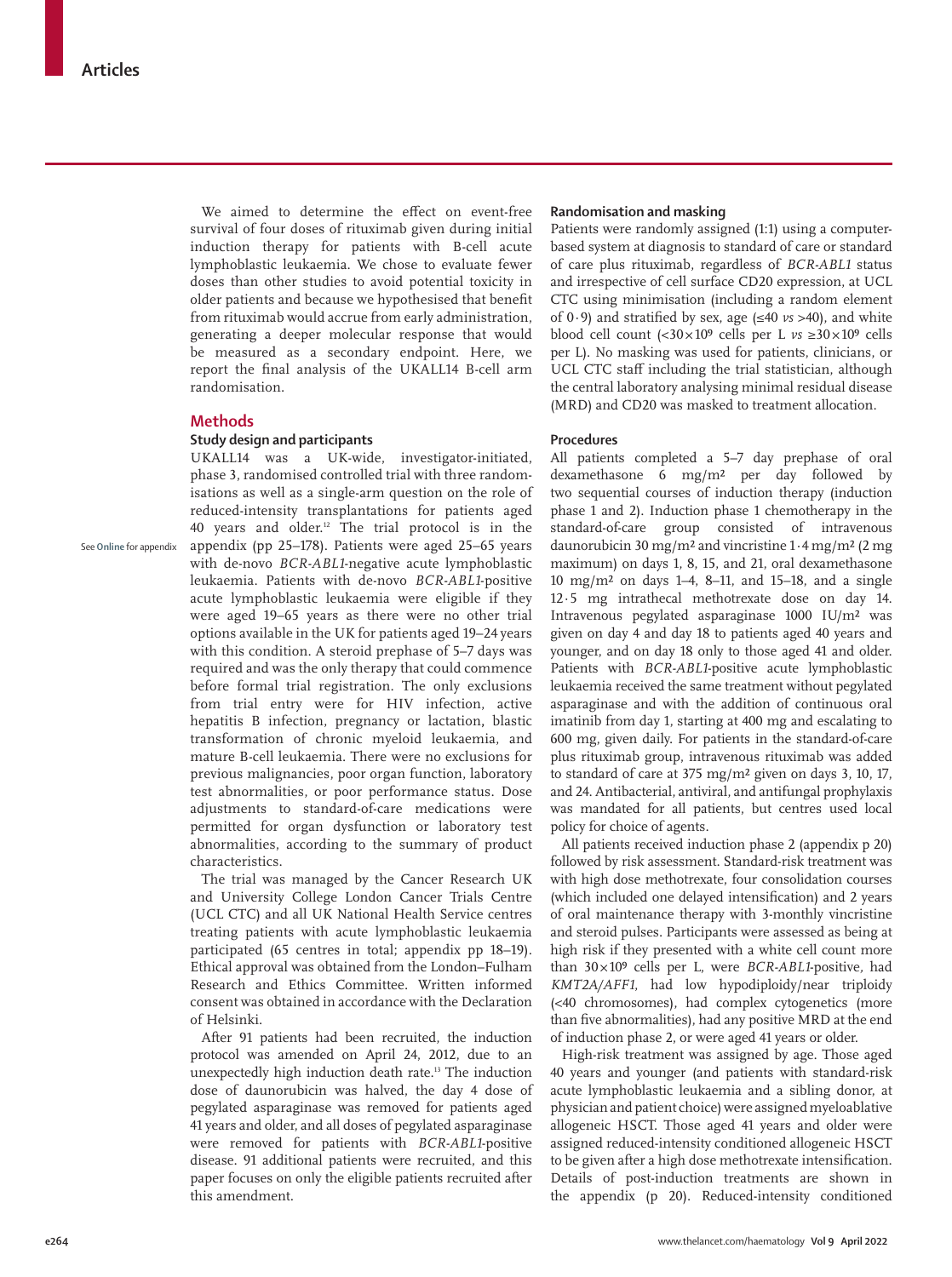We aimed to determine the effect on event-free survival of four doses of rituximab given during initial induction therapy for patients with B-cell acute lymphoblastic leukaemia. We chose to evaluate fewer doses than other studies to avoid potential toxicity in older patients and because we hypothesised that benefit from rituximab would accrue from early administration, generating a deeper molecular response that would be measured as a secondary endpoint. Here, we report the final analysis of the UKALL14 B-cell arm randomisation.

## Methods

### Study design and participants

UKALL14 was a UK-wide, investigator-initiated, phase 3, randomised controlled trial with three randomisations as well as a single-arm question on the role of reduced-intensity transplantations for patients aged 40 years and older.[12] The trial protocol is in the appendix (pp 25–178). Patients were aged 25–65 years with de-novo *BCR-ABL1*-negative acute lymphoblastic leukaemia. Patients with de-novo *BCR-ABL1*-positive acute lymphoblastic leukaemia were eligible if they were aged 19–65 years as there were no other trial options available in the UK for patients aged 19–24 years with this condition. A steroid prephase of 5–7 days was required and was the only therapy that could commence before formal trial registration. The only exclusions from trial entry were for HIV infection, active hepatitis B infection, pregnancy or lactation, blastic transformation of chronic myeloid leukaemia, and mature B-cell leukaemia. There were no exclusions for previous malignancies, poor organ function, laboratory test abnormalities, or poor performance status. Dose adjustments to standard-of-care medications were permitted for organ dysfunction or laboratory test abnormalities, according to the summary of product characteristics.

See **Online** for appendix

The trial was managed by the Cancer Research UK and University College London Cancer Trials Centre (UCL CTC) and all UK National Health Service centres treating patients with acute lymphoblastic leukaemia participated (65 centres in total; appendix pp 18–19). Ethical approval was obtained from the London–Fulham Research and Ethics Committee. Written informed consent was obtained in accordance with the Declaration of Helsinki.

After 91 patients had been recruited, the induction protocol was amended on April 24, 2012, due to an unexpectedly high induction death rate.[13] The induction dose of daunorubicin was halved, the day 4 dose of pegylated asparaginase was removed for patients aged 41 years and older, and all doses of pegylated asparaginase were removed for patients with *BCR-ABL1*-positive disease. 91 additional patients were recruited, and this paper focuses on only the eligible patients recruited after this amendment.

### Randomisation and masking

Patients were randomly assigned (1:1) using a computer-based system at diagnosis to standard of care or standard of care plus rituximab, regardless of *BCR-ABL1* status and irrespective of cell surface CD20 expression, at UCL CTC using minimisation (including a random element of 0·9) and stratified by sex, age (≤40 *vs* >40), and white blood cell count ($<30\times10^9$ cells per L *vs* $\geq30\times10^9$ cells per L). No masking was used for patients, clinicians, or UCL CTC staff including the trial statistician, although the central laboratory analysing minimal residual disease (MRD) and CD20 was masked to treatment allocation.

### Procedures

All patients completed a 5–7 day prephase of oral dexamethasone 6 mg/m² per day followed by two sequential courses of induction therapy (induction phase 1 and 2). Induction phase 1 chemotherapy in the standard-of-care group consisted of intravenous daunorubicin 30 mg/m² and vincristine 1·4 mg/m² (2 mg maximum) on days 1, 8, 15, and 21, oral dexamethasone 10 mg/m² on days 1–4, 8–11, and 15–18, and a single 12·5 mg intrathecal methotrexate dose on day 14. Intravenous pegylated asparaginase 1000 IU/m² was given on day 4 and day 18 to patients aged 40 years and younger, and on day 18 only to those aged 41 and older. Patients with *BCR-ABL1*-positive acute lymphoblastic leukaemia received the same treatment without pegylated asparaginase and with the addition of continuous oral imatinib from day 1, starting at 400 mg and escalating to 600 mg, given daily. For patients in the standard-of-care plus rituximab group, intravenous rituximab was added to standard of care at 375 mg/m² given on days 3, 10, 17, and 24. Antibacterial, antiviral, and antifungal prophylaxis was mandated for all patients, but centres used local policy for choice of agents.

All patients received induction phase 2 (appendix p 20) followed by risk assessment. Standard-risk treatment was with high dose methotrexate, four consolidation courses (which included one delayed intensification) and 2 years of oral maintenance therapy with 3-monthly vincristine and steroid pulses. Participants were assessed as being at high risk if they presented with a white cell count more than $30\times10^9$ cells per L, were *BCR-ABL1*-positive, had *KMT2A/AFF1*, had low hypodiploidy/near triploidy (<40 chromosomes), had complex cytogenetics (more than five abnormalities), had any positive MRD at the end of induction phase 2, or were aged 41 years or older.

High-risk treatment was assigned by age. Those aged 40 years and younger (and patients with standard-risk acute lymphoblastic leukaemia and a sibling donor, at physician and patient choice) were assigned myeloablative allogeneic HSCT. Those aged 41 years and older were assigned reduced-intensity conditioned allogeneic HSCT to be given after a high dose methotrexate intensification. Details of post-induction treatments are shown in the appendix (p 20). Reduced-intensity conditioned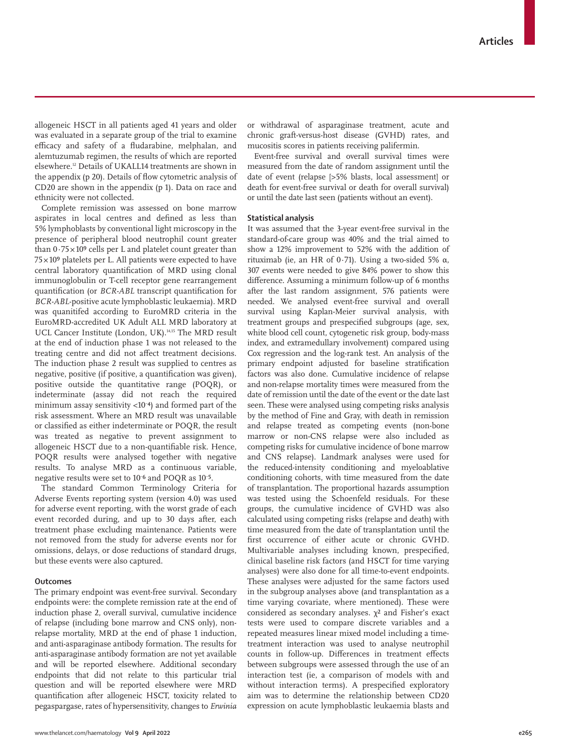allogeneic HSCT in all patients aged 41 years and older was evaluated in a separate group of the trial to examine efficacy and safety of a fludarabine, melphalan, and alemtuzumab regimen, the results of which are reported elsewhere.[12] Details of UKALL14 treatments are shown in the appendix (p 20). Details of flow cytometric analysis of CD20 are shown in the appendix (p 1). Data on race and ethnicity were not collected.

Complete remission was assessed on bone marrow aspirates in local centres and defined as less than 5% lymphoblasts by conventional light microscopy in the presence of peripheral blood neutrophil count greater than $0·75 \times 10^9$ cells per L and platelet count greater than $75 \times 10^9$ platelets per L. All patients were expected to have central laboratory quantification of MRD using clonal immunoglobulin or T-cell receptor gene rearrangement quantification (or *BCR-ABL* transcript quantification for *BCR-ABL*-positive acute lymphoblastic leukaemia). MRD was quanitifed according to EuroMRD criteria in the EuroMRD-accredited UK Adult ALL MRD laboratory at UCL Cancer Institute (London, UK).[14,15] The MRD result at the end of induction phase 1 was not released to the treating centre and did not affect treatment decisions. The induction phase 2 result was supplied to centres as negative, positive (if positive, a quantification was given), positive outside the quantitative range (POQR), or indeterminate (assay did not reach the required minimum assay sensitivity $<10^{-4}$) and formed part of the risk assessment. Where an MRD result was unavailable or classified as either indeterminate or POQR, the result was treated as negative to prevent assignment to allogeneic HSCT due to a non-quantifiable risk. Hence, POQR results were analysed together with negative results. To analyse MRD as a continuous variable, negative results were set to $10^{-6}$ and POQR as $10^{-5}$.

The standard Common Terminology Criteria for Adverse Events reporting system (version 4.0) was used for adverse event reporting, with the worst grade of each event recorded during, and up to 30 days after, each treatment phase excluding maintenance. Patients were not removed from the study for adverse events nor for omissions, delays, or dose reductions of standard drugs, but these events were also captured.

### Outcomes

The primary endpoint was event-free survival. Secondary endpoints were: the complete remission rate at the end of induction phase 2, overall survival, cumulative incidence of relapse (including bone marrow and CNS only), non-relapse mortality, MRD at the end of phase 1 induction, and anti-asparaginase antibody formation. The results for anti-asparaginase antibody formation are not yet available and will be reported elsewhere. Additional secondary endpoints that did not relate to this particular trial question and will be reported elsewhere were MRD quantification after allogeneic HSCT, toxicity related to pegaspargase, rates of hypersensitivity, changes to *Erwinia* or withdrawal of asparaginase treatment, acute and chronic graft-versus-host disease (GVHD) rates, and mucositis scores in patients receiving palifermin.

Event-free survival and overall survival times were measured from the date of random assignment until the date of event (relapse [>5% blasts, local assessment] or death for event-free survival or death for overall survival) or until the date last seen (patients without an event).

### Statistical analysis

It was assumed that the 3-year event-free survival in the standard-of-care group was 40% and the trial aimed to show a 12% improvement to 52% with the addition of rituximab (ie, an HR of 0·71). Using a two-sided 5% α, 307 events were needed to give 84% power to show this difference. Assuming a minimum follow-up of 6 months after the last random assignment, 576 patients were needed. We analysed event-free survival and overall survival using Kaplan-Meier survival analysis, with treatment groups and prespecified subgroups (age, sex, white blood cell count, cytogenetic risk group, body-mass index, and extramedullary involvement) compared using Cox regression and the log-rank test. An analysis of the primary endpoint adjusted for baseline stratification factors was also done. Cumulative incidence of relapse and non-relapse mortality times were measured from the date of remission until the date of the event or the date last seen. These were analysed using competing risks analysis by the method of Fine and Gray, with death in remission and relapse treated as competing events (non-bone marrow or non-CNS relapse were also included as competing risks for cumulative incidence of bone marrow and CNS relapse). Landmark analyses were used for the reduced-intensity conditioning and myeloablative conditioning cohorts, with time measured from the date of transplantation. The proportional hazards assumption was tested using the Schoenfeld residuals. For these groups, the cumulative incidence of GVHD was also calculated using competing risks (relapse and death) with time measured from the date of transplantation until the first occurrence of either acute or chronic GVHD. Multivariable analyses including known, prespecified, clinical baseline risk factors (and HSCT for time varying analyses) were also done for all time-to-event endpoints. These analyses were adjusted for the same factors used in the subgroup analyses above (and transplantation as a time varying covariate, where mentioned). These were considered as secondary analyses. $\chi^2$ and Fisher's exact tests were used to compare discrete variables and a repeated measures linear mixed model including a time-treatment interaction was used to analyse neutrophil counts in follow-up. Differences in treatment effects between subgroups were assessed through the use of an interaction test (ie, a comparison of models with and without interaction terms). A prespecified exploratory aim was to determine the relationship between CD20 expression on acute lymphoblastic leukaemia blasts and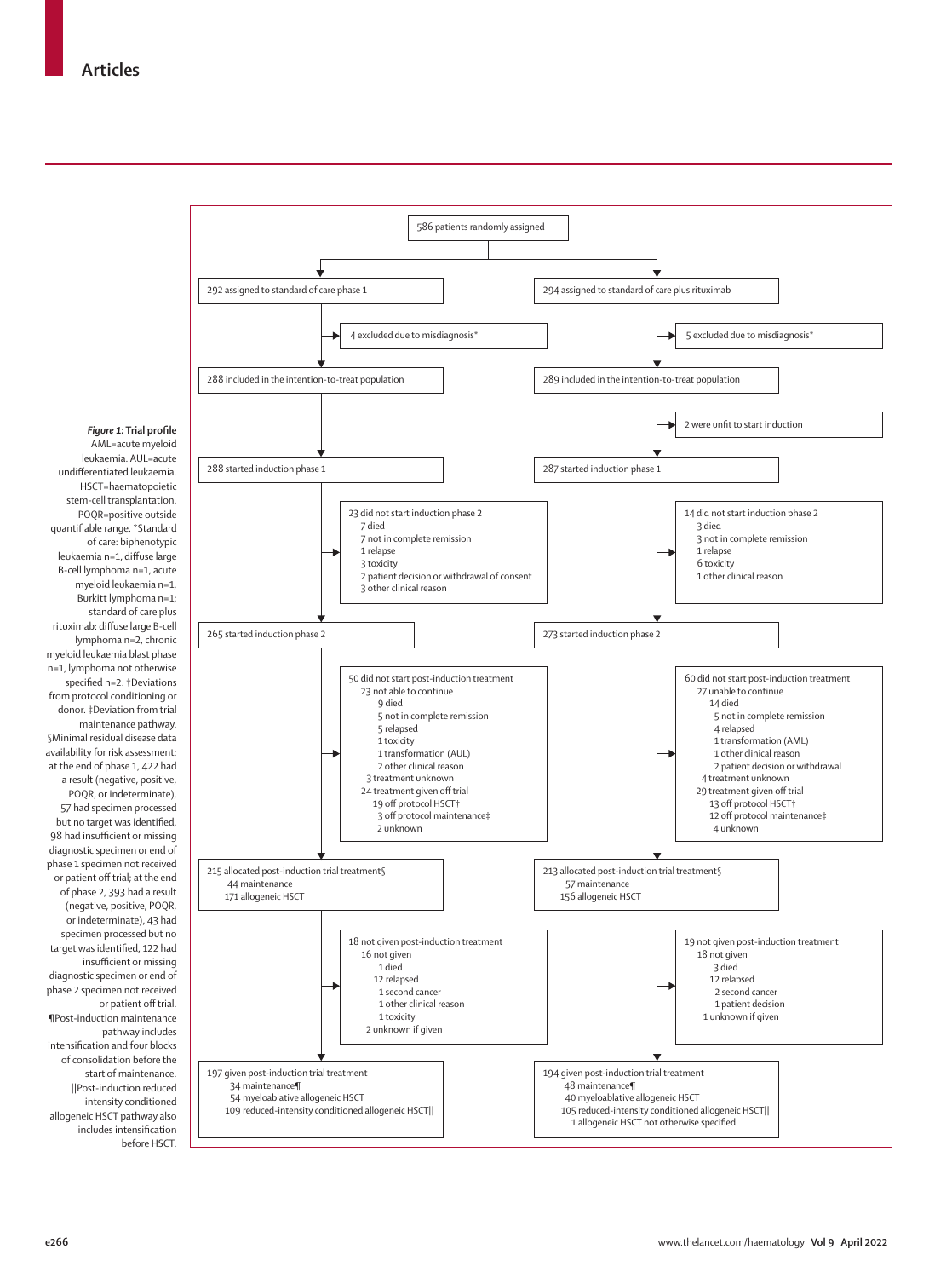586 patients randomly assigned

292 assigned to standard of care phase 1

4 excluded due to misdiagnosis*

288 included in the intention-to-treat population

288 started induction phase 1

23 did not start induction phase 2
- 7 died
- 7 not in complete remission
- 1 relapse
- 3 toxicity
- 2 patient decision or withdrawal of consent
- 3 other clinical reason

265 started induction phase 2

50 did not start post-induction treatment
- 23 not able to continue
  - 9 died
  - 5 not in complete remission
  - 5 relapsed
  - 1 toxicity
  - 1 transformation (AUL)
  - 2 other clinical reason
- 3 treatment unknown
- 24 treatment given off trial
  - 19 off protocol HSCT†
  - 3 off protocol maintenance‡
  - 2 unknown

215 allocated post-induction trial treatment§
- 44 maintenance
- 171 allogeneic HSCT

18 not given post-induction treatment
- 16 not given
  - 1 died
  - 12 relapsed
  - 1 second cancer
  - 1 other clinical reason
  - 1 toxicity
- 2 unknown if given

197 given post-induction trial treatment
- 34 maintenance¶
- 54 myeloablative allogeneic HSCT
- 109 reduced-intensity conditioned allogeneic HSCT||

294 assigned to standard of care plus rituximab

5 excluded due to misdiagnosis*

289 included in the intention-to-treat population

2 were unfit to start induction

287 started induction phase 1

14 did not start induction phase 2
- 3 died
- 3 not in complete remission
- 1 relapse
- 6 toxicity
- 1 other clinical reason

273 started induction phase 2

60 did not start post-induction treatment
- 27 unable to continue
  - 14 died
  - 5 not in complete remission
  - 4 relapsed
  - 1 transformation (AML)
  - 1 other clinical reason
  - 2 patient decision or withdrawal
- 4 treatment unknown
- 29 treatment given off trial
  - 13 off protocol HSCT†
  - 12 off protocol maintenance‡
  - 4 unknown

213 allocated post-induction trial treatment§
- 57 maintenance
- 156 allogeneic HSCT

19 not given post-induction treatment
- 18 not given
  - 3 died
  - 12 relapsed
  - 2 second cancer
  - 1 patient decision
- 1 unknown if given

194 given post-induction trial treatment
- 48 maintenance¶
- 40 myeloablative allogeneic HSCT
- 105 reduced-intensity conditioned allogeneic HSCT||
- 1 allogeneic HSCT not otherwise specified

***Figure 1:* Trial profile**
AML=acute myeloid leukaemia. AUL=acute undifferentiated leukaemia. HSCT=haematopoietic stem-cell transplantation. POQR=positive outside quantifiable range. *Standard of care: biphenotypic leukaemia n=1, diffuse large B-cell lymphoma n=1, acute myeloid leukaemia n=1, Burkitt lymphoma n=1; standard of care plus rituximab: diffuse large B-cell lymphoma n=2, chronic myeloid leukaemia blast phase n=1, lymphoma not otherwise specified n=2. †Deviations from protocol conditioning or donor. ‡Deviation from trial maintenance pathway. §Minimal residual disease data availability for risk assessment: at the end of phase 1, 422 had a result (negative, positive, POQR, or indeterminate), 57 had specimen processed but no target was identified, 98 had insufficient or missing diagnostic specimen or end of phase 1 specimen not received or patient off trial; at the end of phase 2, 393 had a result (negative, positive, POQR, or indeterminate), 43 had specimen processed but no target was identified, 122 had insufficient or missing diagnostic specimen or end of phase 2 specimen not received or patient off trial. ¶Post-induction maintenance pathway includes intensification and four blocks of consolidation before the start of maintenance. ||Post-induction reduced intensity conditioned allogeneic HSCT pathway also includes intensification before HSCT.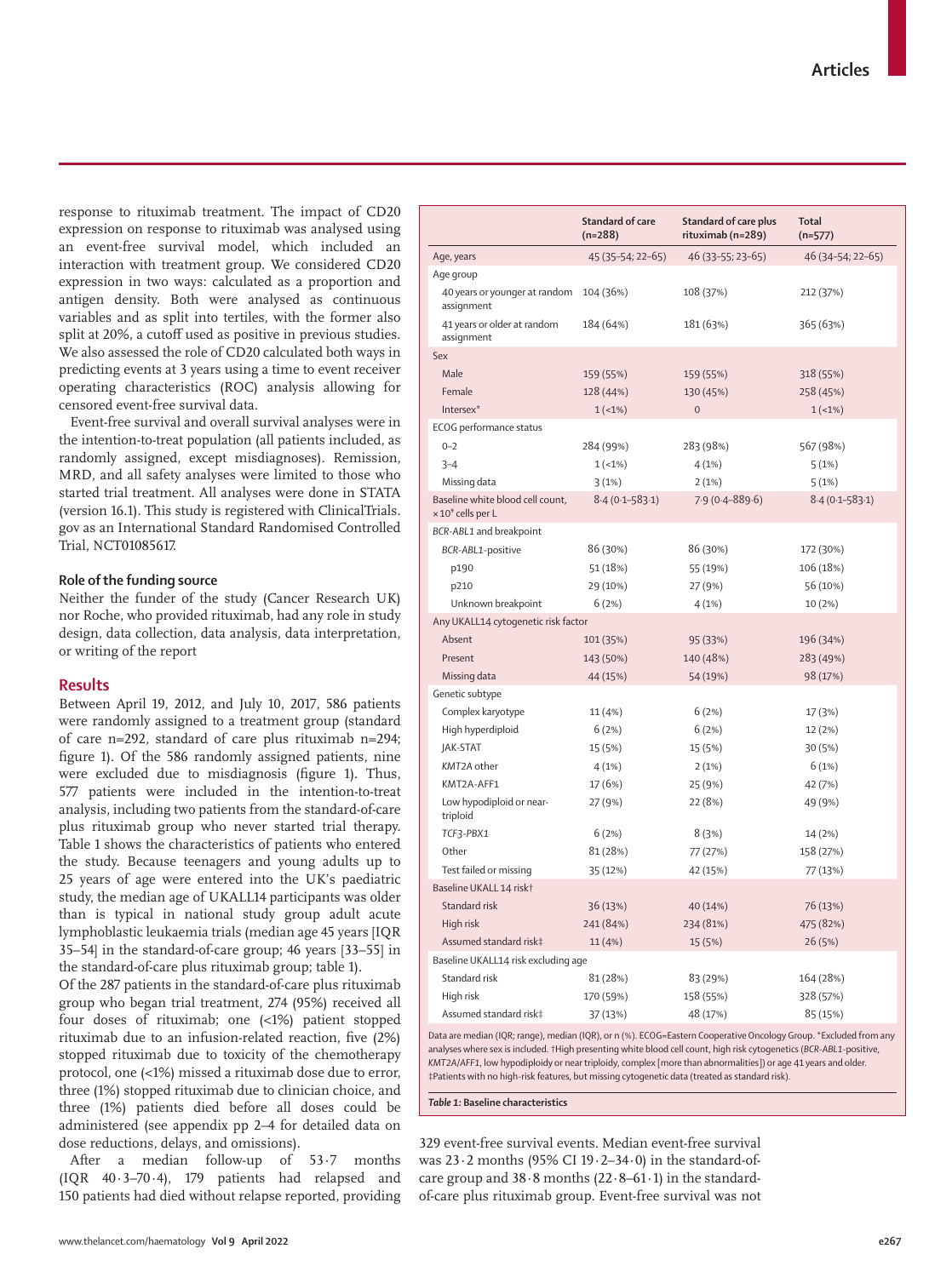response to rituximab treatment. The impact of CD20 expression on response to rituximab was analysed using an event-free survival model, which included an interaction with treatment group. We considered CD20 expression in two ways: calculated as a proportion and antigen density. Both were analysed as continuous variables and as split into tertiles, with the former also split at 20%, a cutoff used as positive in previous studies. We also assessed the role of CD20 calculated both ways in predicting events at 3 years using a time to event receiver operating characteristics (ROC) analysis allowing for censored event-free survival data.

Event-free survival and overall survival analyses were in the intention-to-treat population (all patients included, as randomly assigned, except misdiagnoses). Remission, MRD, and all safety analyses were limited to those who started trial treatment. All analyses were done in STATA (version 16.1). This study is registered with ClinicalTrials.gov as an International Standard Randomised Controlled Trial, NCT01085617.

### Role of the funding source

Neither the funder of the study (Cancer Research UK) nor Roche, who provided rituximab, had any role in study design, data collection, data analysis, data interpretation, or writing of the report

## Results

Between April 19, 2012, and July 10, 2017, 586 patients were randomly assigned to a treatment group (standard of care n=292, standard of care plus rituximab n=294; figure 1). Of the 586 randomly assigned patients, nine were excluded due to misdiagnosis (figure 1). Thus, 577 patients were included in the intention-to-treat analysis, including two patients from the standard-of-care plus rituximab group who never started trial therapy. Table 1 shows the characteristics of patients who entered the study. Because teenagers and young adults up to 25 years of age were entered into the UK's paediatric study, the median age of UKALL14 participants was older than is typical in national study group adult acute lymphoblastic leukaemia trials (median age 45 years [IQR 35–54] in the standard-of-care group; 46 years [33–55] in the standard-of-care plus rituximab group; table 1).

Of the 287 patients in the standard-of-care plus rituximab group who began trial treatment, 274 (95%) received all four doses of rituximab; one (<1%) patient stopped rituximab due to an infusion-related reaction, five (2%) stopped rituximab due to toxicity of the chemotherapy protocol, one (<1%) missed a rituximab dose due to error, three (1%) stopped rituximab due to clinician choice, and three (1%) patients died before all doses could be administered (see appendix pp 2–4 for detailed data on dose reductions, delays, and omissions).

After a median follow-up of 53·7 months (IQR 40·3–70·4), 179 patients had relapsed and 150 patients had died without relapse reported, providing 329 event-free survival events. Median event-free survival was 23·2 months (95% CI 19·2–34·0) in the standard-of-care group and 38·8 months (22·8–61·1) in the standard-of-care plus rituximab group. Event-free survival was not

| | Standard of care (n=288) | Standard of care plus rituximab (n=289) | Total (n=577) |
|---|---|---|---|
| Age, years | 45 (35–54; 22–65) | 46 (33–55; 23–65) | 46 (34–54; 22–65) |
| Age group | | | |
| 40 years or younger at random assignment | 104 (36%) | 108 (37%) | 212 (37%) |
| 41 years or older at random assignment | 184 (64%) | 181 (63%) | 365 (63%) |
| Sex | | | |
| Male | 159 (55%) | 159 (55%) | 318 (55%) |
| Female | 128 (44%) | 130 (45%) | 258 (45%) |
| Intersex* | 1 (<1%) | 0 | 1 (<1%) |
| ECOG performance status | | | |
| 0–2 | 284 (99%) | 283 (98%) | 567 (98%) |
| 3–4 | 1 (<1%) | 4 (1%) | 5 (1%) |
| Missing data | 3 (1%) | 2 (1%) | 5 (1%) |
| Baseline white blood cell count, $\times 10^9$ cells per L | 8·4 (0·1–583·1) | 7·9 (0·4–889·6) | 8·4 (0·1–583·1) |
| *BCR-ABL1* and breakpoint | | | |
| *BCR-ABL1*-positive | 86 (30%) | 86 (30%) | 172 (30%) |
| p190 | 51 (18%) | 55 (19%) | 106 (18%) |
| p210 | 29 (10%) | 27 (9%) | 56 (10%) |
| Unknown breakpoint | 6 (2%) | 4 (1%) | 10 (2%) |
| Any UKALL14 cytogenetic risk factor | | | |
| Absent | 101 (35%) | 95 (33%) | 196 (34%) |
| Present | 143 (50%) | 140 (48%) | 283 (49%) |
| Missing data | 44 (15%) | 54 (19%) | 98 (17%) |
| Genetic subtype | | | |
| Complex karyotype | 11 (4%) | 6 (2%) | 17 (3%) |
| High hyperdiploid | 6 (2%) | 6 (2%) | 12 (2%) |
| JAK-STAT | 15 (5%) | 15 (5%) | 30 (5%) |
| *KMT2A* other | 4 (1%) | 2 (1%) | 6 (1%) |
| KMT2A-AFF1 | 17 (6%) | 25 (9%) | 42 (7%) |
| Low hypodiploid or near-triploid | 27 (9%) | 22 (8%) | 49 (9%) |
| *TCF3-PBX1* | 6 (2%) | 8 (3%) | 14 (2%) |
| Other | 81 (28%) | 77 (27%) | 158 (27%) |
| Test failed or missing | 35 (12%) | 42 (15%) | 77 (13%) |
| Baseline UKALL 14 risk† | | | |
| Standard risk | 36 (13%) | 40 (14%) | 76 (13%) |
| High risk | 241 (84%) | 234 (81%) | 475 (82%) |
| Assumed standard risk‡ | 11 (4%) | 15 (5%) | 26 (5%) |
| Baseline UKALL14 risk excluding age | | | |
| Standard risk | 81 (28%) | 83 (29%) | 164 (28%) |
| High risk | 170 (59%) | 158 (55%) | 328 (57%) |
| Assumed standard risk‡ | 37 (13%) | 48 (17%) | 85 (15%) |

Data are median (IQR; range), median (IQR), or n (%). ECOG=Eastern Cooperative Oncology Group. *Excluded from any analyses where sex is included. †High presenting white blood cell count, high risk cytogenetics (*BCR-ABL1*-positive, *KMT2A/AFF1*, low hypodiploidy or near triploidy, complex [more than abnormalities]) or age 41 years and older. ‡Patients with no high-risk features, but missing cytogenetic data (treated as standard risk).

***Table 1:*** **Baseline characteristics**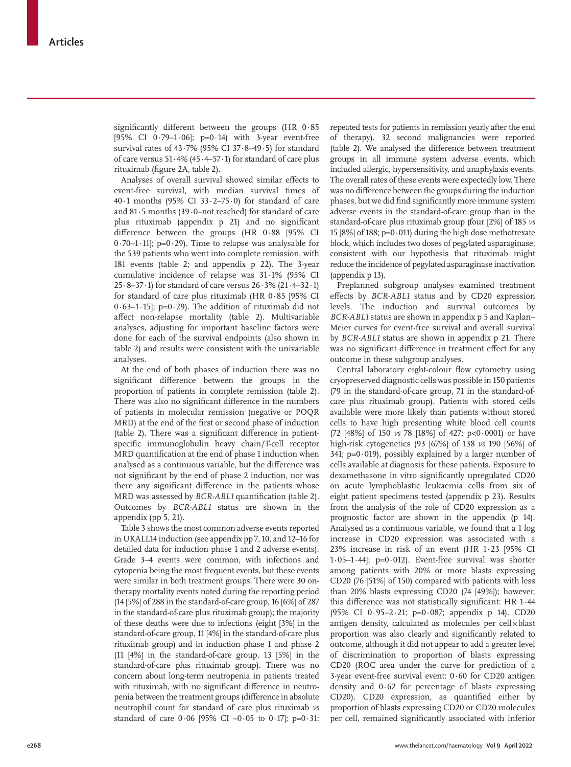significantly different between the groups (HR 0·85 [95% CI 0·79–1·06]; p=0·14) with 3-year event-free survival rates of 43·7% (95% CI 37·8–49·5) for standard of care versus 51·4% (45·4–57·1) for standard of care plus rituximab (figure 2A, table 2).

Analyses of overall survival showed similar effects to event-free survival, with median survival times of 40·1 months (95% CI 33·2–75·0) for standard of care and 81·5 months (39·0–not reached) for standard of care plus rituximab (appendix p 21) and no significant difference between the groups (HR 0·88 [95% CI 0·70–1·11]; p=0·29). Time to relapse was analysable for the 539 patients who went into complete remission, with 181 events (table 2; and appendix p 22). The 3-year cumulative incidence of relapse was 31·1% (95% CI 25·8–37·1) for standard of care versus 26·3% (21·4–32·1) for standard of care plus rituximab (HR 0·85 [95% CI 0·63–1·15]; p=0·29). The addition of rituximab did not affect non-relapse mortality (table 2). Multivariable analyses, adjusting for important baseline factors were done for each of the survival endpoints (also shown in table 2) and results were consistent with the univariable analyses.

At the end of both phases of induction there was no significant difference between the groups in the proportion of patients in complete remission (table 2). There was also no significant difference in the numbers of patients in molecular remission (negative or POQR MRD) at the end of the first or second phase of induction (table 2). There was a significant difference in patient-specific immunoglobulin heavy chain/T-cell receptor MRD quantification at the end of phase 1 induction when analysed as a continuous variable, but the difference was not significant by the end of phase 2 induction, nor was there any significant difference in the patients whose MRD was assessed by *BCR-ABL1* quantification (table 2). Outcomes by *BCR-ABL1* status are shown in the appendix (pp 5, 21).

Table 3 shows the most common adverse events reported in UKALL14 induction (see appendix pp 7, 10, and 12–16 for detailed data for induction phase 1 and 2 adverse events). Grade 3–4 events were common, with infections and cytopenia being the most frequent events, but these events were similar in both treatment groups. There were 30 on-therapy mortality events noted during the reporting period (14 [5%] of 288 in the standard-of-care group, 16 [6%] of 287 in the standard-of-care plus rituximab group); the majority of these deaths were due to infections (eight [3%] in the standard-of-care group, 11 [4%] in the standard-of-care plus rituximab group) and in induction phase 1 and phase 2 (11 [4%] in the standard-of-care group, 13 [5%] in the standard-of-care plus rituximab group). There was no concern about long-term neutropenia in patients treated with rituximab, with no significant difference in neutropenia between the treatment groups (difference in absolute neutrophil count for standard of care plus rituximab *vs* standard of care 0·06 [95% CI –0·05 to 0·17]; p=0·31; repeated tests for patients in remission yearly after the end of therapy). 32 second malignancies were reported (table 2). We analysed the difference between treatment groups in all immune system adverse events, which included allergic, hypersensitivity, and anaphylaxis events. The overall rates of these events were expectedly low. There was no difference between the groups during the induction phases, but we did find significantly more immune system adverse events in the standard-of-care group than in the standard-of-care plus rituximab group (four [2%] of 185 *vs* 15 [8%] of 188; p=0·011) during the high dose methotrexate block, which includes two doses of pegylated asparaginase, consistent with our hypothesis that rituximab might reduce the incidence of pegylated asparaginase inactivation (appendix p 13).

Preplanned subgroup analyses examined treatment effects by *BCR-ABL1* status and by CD20 expression levels. The induction and survival outcomes by *BCR-ABL1* status are shown in appendix p 5 and Kaplan–Meier curves for event-free survival and overall survival by *BCR-ABL1* status are shown in appendix p 21. There was no significant difference in treatment effect for any outcome in these subgroup analyses.

Central laboratory eight-colour flow cytometry using cryopreserved diagnostic cells was possible in 150 patients (79 in the standard-of-care group, 71 in the standard-of-care plus rituximab group). Patients with stored cells available were more likely than patients without stored cells to have high presenting white blood cell counts (72 [48%] of 150 *vs* 78 [18%] of 427; p<0·0001) or have high-risk cytogenetics (93 [67%] of 138 *vs* 190 [56%] of 341; p=0·019), possibly explained by a larger number of cells available at diagnosis for these patients. Exposure to dexamethasone in vitro significantly upregulated CD20 on acute lymphoblastic leukaemia cells from six of eight patient specimens tested (appendix p 23). Results from the analysis of the role of CD20 expression as a prognostic factor are shown in the appendix (p 14). Analysed as a continuous variable, we found that a 1 log increase in CD20 expression was associated with a 23% increase in risk of an event (HR 1·23 [95% CI 1·05–1·44]; p=0·012). Event-free survival was shorter among patients with 20% or more blasts expressing CD20 (76 [51%] of 150) compared with patients with less than 20% blasts expressing CD20 (74 [49%]); however, this difference was not statistically significant: HR 1·44 (95% CI 0·95–2·21; p=0·087; appendix p 14). CD20 antigen density, calculated as molecules per cell×blast proportion was also clearly and significantly related to outcome, although it did not appear to add a greater level of discrimination to proportion of blasts expressing CD20 (ROC area under the curve for prediction of a 3-year event-free survival event: 0·60 for CD20 antigen density and 0·62 for percentage of blasts expressing CD20). CD20 expression, as quantified either by proportion of blasts expressing CD20 or CD20 molecules per cell, remained significantly associated with inferior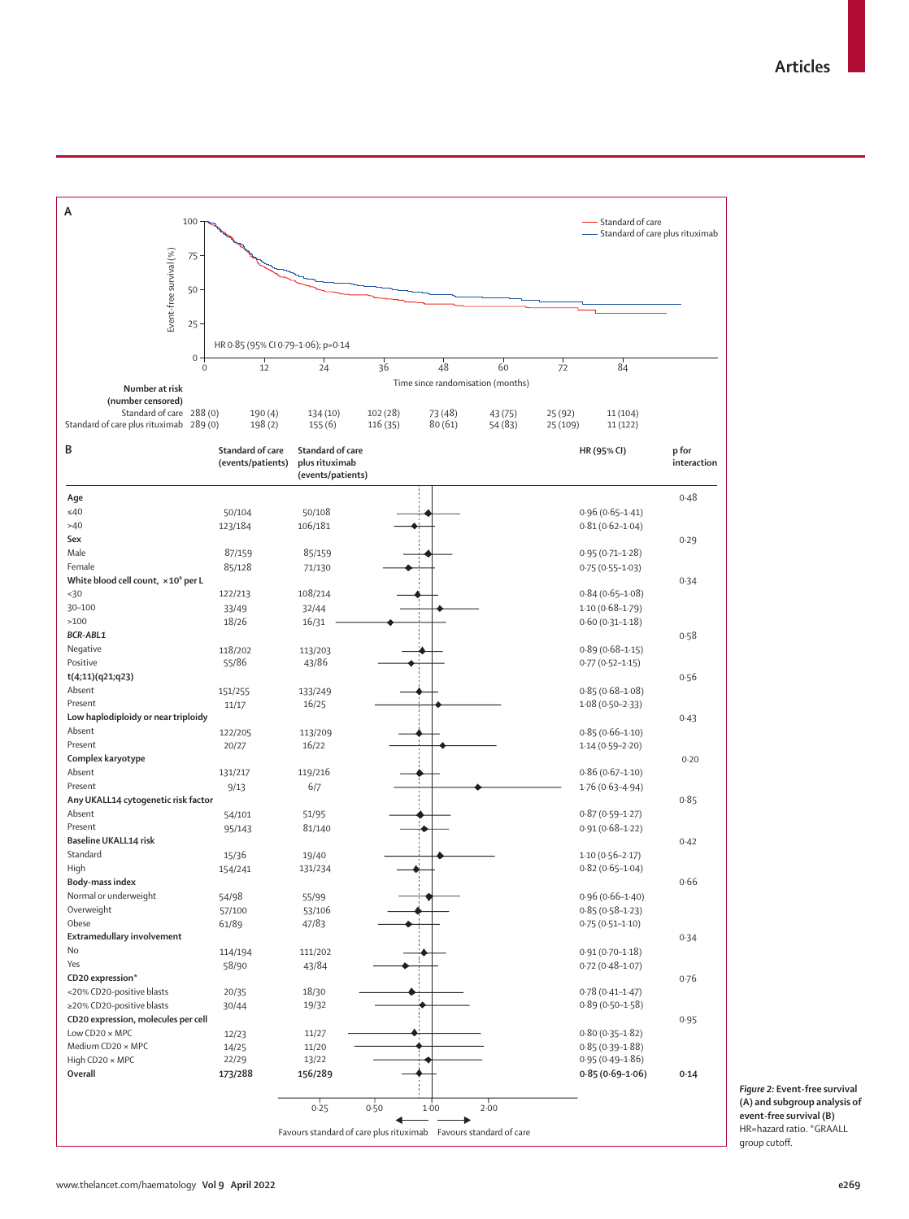A

100

75

50

25

0

Event-free survival (%)

Standard of care

Standard of care plus rituximab

HR 0·85 (95% CI 0·79–1·06); p=0·14

0 12 24 36 48 60 72 84

Time since randomisation (months)

Number at risk (number censored)

Standard of care 288 (0) 190 (4) 134 (10) 102 (28) 73 (48) 43 (75) 25 (92) 11 (104)

Standard of care plus rituximab 289 (0) 198 (2) 155 (6) 116 (35) 80 (61) 54 (83) 25 (109) 11 (122)

B

Standard of care (events/patients) | Standard of care plus rituximab (events/patients) | HR (95% CI) | p for interaction

Age 0·48

≤40 50/104 50/108 0·96 (0·65–1·41)

>40 123/184 106/181 0·81 (0·62–1·04)

Sex 0·29

Male 87/159 85/159 0·95 (0·71–1·28)

Female 85/128 71/130 0·75 (0·55–1·03)

White blood cell count, ×10⁹ per L 0·34

<30 122/213 108/214 0·84 (0·65–1·08)

30–100 33/49 32/44 1·10 (0·68–1·79)

>100 18/26 16/31 0·60 (0·31–1·18)

*BCR-ABL1* 0·58

Negative 118/202 113/203 0·89 (0·68–1·15)

Positive 55/86 43/86 0·77 (0·52–1·15)

t(4;11)(q21;q23) 0·56

Absent 151/255 133/249 0·85 (0·68–1·08)

Present 11/17 16/25 1·08 (0·50–2·33)

Low haplodiploidy or near triploidy 0·43

Absent 122/205 113/209 0·85 (0·66–1·10)

Present 20/27 16/22 1·14 (0·59–2·20)

Complex karyotype 0·20

Absent 131/217 119/216 0·86 (0·67–1·10)

Present 9/13 6/7 1·76 (0·63–4·94)

Any UKALL14 cytogenetic risk factor 0·85

Absent 54/101 51/95 0·87 (0·59–1·27)

Present 95/143 81/140 0·91 (0·68–1·22)

Baseline UKALL14 risk 0·42

Standard 15/36 19/40 1·10 (0·56–2·17)

High 154/241 131/234 0·82 (0·65–1·04)

Body-mass index 0·66

Normal or underweight 54/98 55/99 0·96 (0·66–1·40)

Overweight 57/100 53/106 0·85 (0·58–1·23)

Obese 61/89 47/83 0·75 (0·51–1·10)

Extramedullary involvement 0·34

No 114/194 111/202 0·91 (0·70–1·18)

Yes 58/90 43/84 0·72 (0·48–1·07)

CD20 expression* 0·76

<20% CD20-positive blasts 20/35 18/30 0·78 (0·41–1·47)

≥20% CD20-positive blasts 30/44 19/32 0·89 (0·50–1·58)

CD20 expression, molecules per cell 0·95

Low CD20 × MPC 12/23 11/27 0·80 (0·35–1·82)

Medium CD20 × MPC 14/25 11/20 0·85 (0·39–1·88)

High CD20 × MPC 22/29 13/22 0·95 (0·49–1·86)

**Overall 173/288 156/289 0·85 (0·69–1·06) 0·14**

0·25 0·50 1·00 2·00

Favours standard of care plus rituximab Favours standard of care

**Figure 2: Event-free survival (A) and subgroup analysis of event-free survival (B)**
HR=hazard ratio. *GRAALL group cutoff.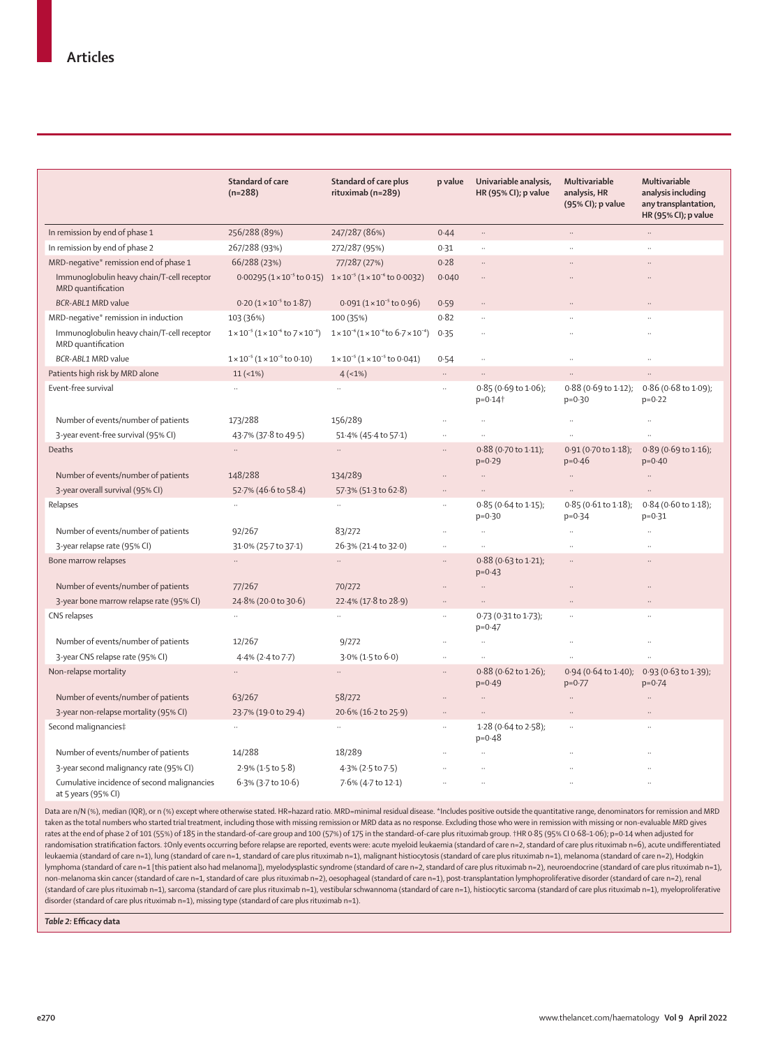| | Standard of care (n=288) | Standard of care plus rituximab (n=289) | p value | Univariable analysis, HR (95% CI); p value | Multivariable analysis, HR (95% CI); p value | Multivariable analysis including any transplantation, HR (95% CI); p value |
|---|---|---|---|---|---|---|
| In remission by end of phase 1 | 256/288 (89%) | 247/287 (86%) | 0·44 | .. | .. | .. |
| In remission by end of phase 2 | 267/288 (93%) | 272/287 (95%) | 0·31 | .. | .. | .. |
| MRD-negative* remission end of phase 1 | 66/288 (23%) | 77/287 (27%) | 0·28 | .. | .. | .. |
| Immunoglobulin heavy chain/T-cell receptor MRD quantification | 0·00295 ($1\times10^{-5}$ to 0·15) | $1\times10^{-5}$ ($1\times10^{-4}$ to 0·0032) | 0·040 | .. | .. | .. |
| *BCR-ABL1* MRD value | 0·20 ($1\times10^{-5}$ to 1·87) | 0·091 ($1\times10^{-5}$ to 0·96) | 0·59 | .. | .. | .. |
| MRD-negative* remission in induction | 103 (36%) | 100 (35%) | 0·82 | .. | .. | .. |
| Immunoglobulin heavy chain/T-cell receptor MRD quantification | $1\times10^{-5}$ ($1\times10^{-6}$ to $7\times10^{-4}$) | $1\times10^{-6}$ ($1\times10^{-6}$ to $6{\cdot}7\times10^{-4}$) | 0·35 | .. | .. | .. |
| *BCR-ABL1* MRD value | $1\times10^{-5}$ ($1\times10^{-5}$ to 0·10) | $1\times10^{-5}$ ($1\times10^{-5}$ to 0·041) | 0·54 | .. | .. | .. |
| Patients high risk by MRD alone | 11 (<1%) | 4 (<1%) | .. | .. | .. | .. |
| Event-free survival | .. | .. | .. | 0·85 (0·69 to 1·06); p=0·14† | 0·88 (0·69 to 1·12); p=0·30 | 0·86 (0·68 to 1·09); p=0·22 |
| Number of events/number of patients | 173/288 | 156/289 | .. | .. | .. | .. |
| 3-year event-free survival (95% CI) | 43·7% (37·8 to 49·5) | 51·4% (45·4 to 57·1) | .. | .. | .. | .. |
| Deaths | .. | .. | .. | 0·88 (0·70 to 1·11); p=0·29 | 0·91 (0·70 to 1·18); p=0·46 | 0·89 (0·69 to 1·16); p=0·40 |
| Number of events/number of patients | 148/288 | 134/289 | .. | .. | .. | .. |
| 3-year overall survival (95% CI) | 52·7% (46·6 to 58·4) | 57·3% (51·3 to 62·8) | .. | .. | .. | .. |
| Relapses | .. | .. | .. | 0·85 (0·64 to 1·15); p=0·30 | 0·85 (0·61 to 1·18); p=0·34 | 0·84 (0·60 to 1·18); p=0·31 |
| Number of events/number of patients | 92/267 | 83/272 | .. | .. | .. | .. |
| 3-year relapse rate (95% CI) | 31·0% (25·7 to 37·1) | 26·3% (21·4 to 32·0) | .. | .. | .. | .. |
| Bone marrow relapses | .. | .. | .. | 0·88 (0·63 to 1·21); p=0·43 | .. | .. |
| Number of events/number of patients | 77/267 | 70/272 | .. | .. | .. | .. |
| 3-year bone marrow relapse rate (95% CI) | 24·8% (20·0 to 30·6) | 22·4% (17·8 to 28·9) | .. | .. | .. | .. |
| CNS relapses | .. | .. | .. | 0·73 (0·31 to 1·73); p=0·47 | .. | .. |
| Number of events/number of patients | 12/267 | 9/272 | .. | .. | .. | .. |
| 3-year CNS relapse rate (95% CI) | 4·4% (2·4 to 7·7) | 3·0% (1·5 to 6·0) | .. | .. | .. | .. |
| Non-relapse mortality | .. | .. | .. | 0·88 (0·62 to 1·26); p=0·49 | 0·94 (0·64 to 1·40); p=0·77 | 0·93 (0·63 to 1·39); p=0·74 |
| Number of events/number of patients | 63/267 | 58/272 | .. | .. | .. | .. |
| 3-year non-relapse mortality (95% CI) | 23·7% (19·0 to 29·4) | 20·6% (16·2 to 25·9) | .. | .. | .. | .. |
| Second malignancies‡ | .. | .. | .. | 1·28 (0·64 to 2·58); p=0·48 | .. | .. |
| Number of events/number of patients | 14/288 | 18/289 | .. | .. | .. | .. |
| 3-year second malignancy rate (95% CI) | 2·9% (1·5 to 5·8) | 4·3% (2·5 to 7·5) | .. | .. | .. | .. |
| Cumulative incidence of second malignancies at 5 years (95% CI) | 6·3% (3·7 to 10·6) | 7·6% (4·7 to 12·1) | .. | .. | .. | .. |

Data are n/N (%), median (IQR), or n (%) except where otherwise stated. HR=hazard ratio. MRD=minimal residual disease. *Includes positive outside the quantitative range, denominators for remission and MRD taken as the total numbers who started trial treatment, including those with missing remission or MRD data as no response. Excluding those who were in remission with missing or non-evaluable MRD gives rates at the end of phase 2 of 101 (55%) of 185 in the standard-of-care group and 100 (57%) of 175 in the standard-of-care plus rituximab group. †HR 0·85 (95% CI 0·68–1·06); p=0·14 when adjusted for randomisation stratification factors. ‡Only events occurring before relapse are reported, events were: acute myeloid leukaemia (standard of care n=2, standard of care plus rituximab n=6), acute undifferentiated leukaemia (standard of care n=1), lung (standard of care n=1, standard of care plus rituximab n=1), malignant histiocytosis (standard of care plus rituximab n=1), melanoma (standard of care n=2), Hodgkin lymphoma (standard of care n=1 [this patient also had melanoma]), myelodysplastic syndrome (standard of care n=2, standard of care plus rituximab n=2), neuroendocrine (standard of care plus rituximab n=1), non-melanoma skin cancer (standard of care n=1, standard of care plus rituximab n=2), oesophageal (standard of care n=1), post-transplantation lymphoproliferative disorder (standard of care n=2), renal (standard of care plus rituximab n=1), sarcoma (standard of care plus rituximab n=1), vestibular schwannoma (standard of care n=1), histiocytic sarcoma (standard of care plus rituximab n=1), myeloproliferative disorder (standard of care plus rituximab n=1), missing type (standard of care plus rituximab n=1).

*Table 2:* **Efficacy data**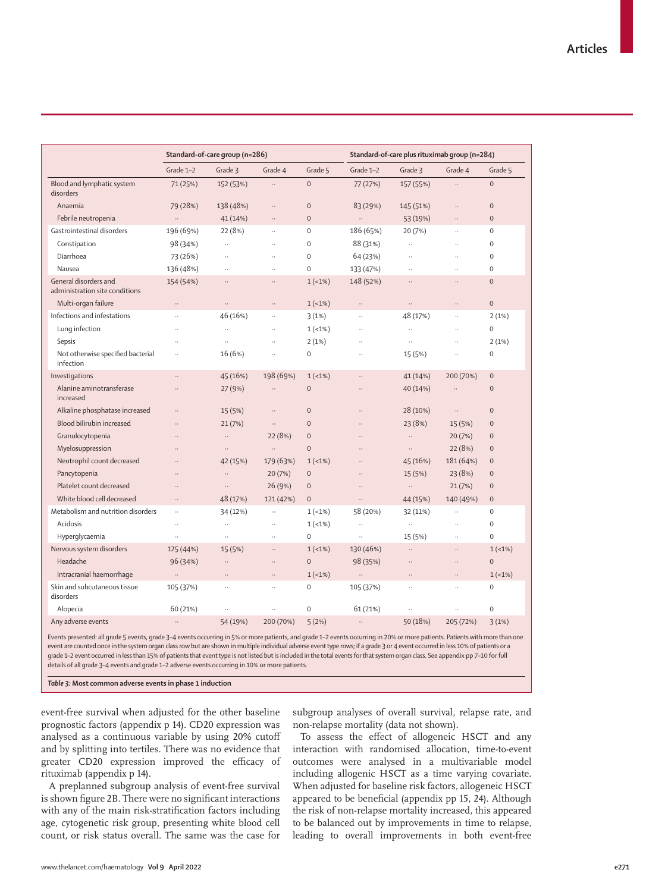| | Standard-of-care group (n=286) | | | | Standard-of-care plus rituximab group (n=284) | | | |
|---|---|---|---|---|---|---|---|---|
| | Grade 1–2 | Grade 3 | Grade 4 | Grade 5 | Grade 1–2 | Grade 3 | Grade 4 | Grade 5 |
| Blood and lymphatic system disorders | 71 (25%) | 152 (53%) | .. | 0 | 77 (27%) | 157 (55%) | .. | 0 |
| Anaemia | 79 (28%) | 138 (48%) | .. | 0 | 83 (29%) | 145 (51%) | .. | 0 |
| Febrile neutropenia | .. | 41 (14%) | .. | 0 | .. | 53 (19%) | .. | 0 |
| Gastrointestinal disorders | 196 (69%) | 22 (8%) | .. | 0 | 186 (65%) | 20 (7%) | .. | 0 |
| Constipation | 98 (34%) | .. | .. | 0 | 88 (31%) | .. | .. | 0 |
| Diarrhoea | 73 (26%) | .. | .. | 0 | 64 (23%) | .. | .. | 0 |
| Nausea | 136 (48%) | .. | .. | 0 | 133 (47%) | .. | .. | 0 |
| General disorders and administration site conditions | 154 (54%) | .. | .. | 1 (<1%) | 148 (52%) | .. | .. | 0 |
| Multi-organ failure | .. | .. | .. | 1 (<1%) | .. | .. | .. | 0 |
| Infections and infestations | .. | 46 (16%) | .. | 3 (1%) | .. | 48 (17%) | .. | 2 (1%) |
| Lung infection | .. | .. | .. | 1 (<1%) | .. | .. | .. | 0 |
| Sepsis | .. | .. | .. | 2 (1%) | .. | .. | .. | 2 (1%) |
| Not otherwise specified bacterial infection | .. | 16 (6%) | .. | 0 | .. | 15 (5%) | .. | 0 |
| Investigations | .. | 45 (16%) | 198 (69%) | 1 (<1%) | .. | 41 (14%) | 200 (70%) | 0 |
| Alanine aminotransferase increased | .. | 27 (9%) | .. | 0 | .. | 40 (14%) | .. | 0 |
| Alkaline phosphatase increased | .. | 15 (5%) | .. | 0 | .. | 28 (10%) | .. | 0 |
| Blood bilirubin increased | .. | 21 (7%) | .. | 0 | .. | 23 (8%) | 15 (5%) | 0 |
| Granulocytopenia | .. | .. | 22 (8%) | 0 | .. | .. | 20 (7%) | 0 |
| Myelosuppression | .. | .. | .. | 0 | .. | .. | 22 (8%) | 0 |
| Neutrophil count decreased | .. | 42 (15%) | 179 (63%) | 1 (<1%) | .. | 45 (16%) | 181 (64%) | 0 |
| Pancytopenia | .. | .. | 20 (7%) | 0 | .. | 15 (5%) | 23 (8%) | 0 |
| Platelet count decreased | .. | .. | 26 (9%) | 0 | .. | .. | 21 (7%) | 0 |
| White blood cell decreased | .. | 48 (17%) | 121 (42%) | 0 | .. | 44 (15%) | 140 (49%) | 0 |
| Metabolism and nutrition disorders | .. | 34 (12%) | .. | 1 (<1%) | 58 (20%) | 32 (11%) | .. | 0 |
| Acidosis | .. | .. | .. | 1 (<1%) | .. | .. | .. | 0 |
| Hyperglycaemia | .. | .. | .. | 0 | .. | 15 (5%) | .. | 0 |
| Nervous system disorders | 125 (44%) | 15 (5%) | .. | 1 (<1%) | 130 (46%) | .. | .. | 1 (<1%) |
| Headache | 96 (34%) | .. | .. | 0 | 98 (35%) | .. | .. | 0 |
| Intracranial haemorrhage | .. | .. | .. | 1 (<1%) | .. | .. | .. | 1 (<1%) |
| Skin and subcutaneous tissue disorders | 105 (37%) | .. | .. | 0 | 105 (37%) | .. | .. | 0 |
| Alopecia | 60 (21%) | .. | .. | 0 | 61 (21%) | .. | .. | 0 |
| Any adverse events | .. | 54 (19%) | 200 (70%) | 5 (2%) | .. | 50 (18%) | 205 (72%) | 3 (1%) |

Events presented: all grade 5 events, grade 3–4 events occurring in 5% or more patients, and grade 1–2 events occurring in 20% or more patients. Patients with more than one event are counted once in the system organ class row but are shown in multiple individual adverse event type rows; if a grade 3 or 4 event occurred in less 10% of patients or a grade 1–2 event occurred in less than 15% of patients that event type is not listed but is included in the total events for that system organ class. See appendix pp 7–10 for full details of all grade 3–4 events and grade 1–2 adverse events occurring in 10% or more patients.

*Table 3:* **Most common adverse events in phase 1 induction**

event-free survival when adjusted for the other baseline prognostic factors (appendix p 14). CD20 expression was analysed as a continuous variable by using 20% cutoff and by splitting into tertiles. There was no evidence that greater CD20 expression improved the efficacy of rituximab (appendix p 14).

A preplanned subgroup analysis of event-free survival is shown figure 2B. There were no significant interactions with any of the main risk-stratification factors including age, cytogenetic risk group, presenting white blood cell count, or risk status overall. The same was the case for subgroup analyses of overall survival, relapse rate, and non-relapse mortality (data not shown).

To assess the effect of allogeneic HSCT and any interaction with randomised allocation, time-to-event outcomes were analysed in a multivariable model including allogenic HSCT as a time varying covariate. When adjusted for baseline risk factors, allogeneic HSCT appeared to be beneficial (appendix pp 15, 24). Although the risk of non-relapse mortality increased, this appeared to be balanced out by improvements in time to relapse, leading to overall improvements in both event-free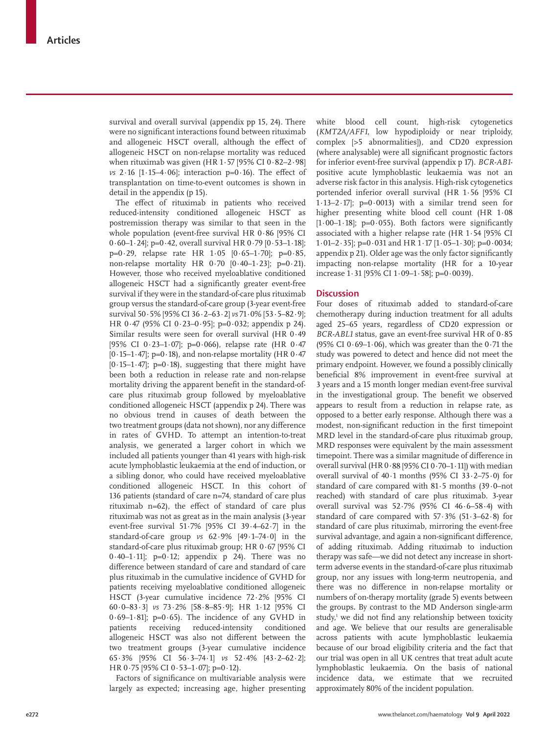survival and overall survival (appendix pp 15, 24). There were no significant interactions found between rituximab and allogeneic HSCT overall, although the effect of allogeneic HSCT on non-relapse mortality was reduced when rituximab was given (HR 1·57 [95% CI 0·82–2·98] *vs* 2·16 [1·15–4·06]; interaction p=0·16). The effect of transplantation on time-to-event outcomes is shown in detail in the appendix (p 15).

The effect of rituximab in patients who received reduced-intensity conditioned allogeneic HSCT as postremission therapy was similar to that seen in the whole population (event-free survival HR 0·86 [95% CI 0·60–1·24]; p=0·42, overall survival HR 0·79 [0·53–1·18]; p=0·29, relapse rate HR 1·05 [0·65–1·70]; p=0·85, non-relapse mortality HR 0·70 [0·40–1·23]; p=0·21). However, those who received myeloablative conditioned allogeneic HSCT had a significantly greater event-free survival if they were in the standard-of-care plus rituximab group versus the standard-of-care group (3-year event-free survival 50·5% [95% CI 36·2–63·2] *vs* 71·0% [53·5–82·9]; HR 0·47 (95% CI 0·23–0·95]; p=0·032; appendix p 24). Similar results were seen for overall survival (HR 0·49 [95% CI 0·23–1·07]; p=0·066), relapse rate (HR 0·47 [0·15–1·47]; p=0·18), and non-relapse mortality (HR 0·47 [0·15–1·47]; p=0·18), suggesting that there might have been both a reduction in release rate and non-relapse mortality driving the apparent benefit in the standard-of-care plus rituximab group followed by myeloablative conditioned allogeneic HSCT (appendix p 24). There was no obvious trend in causes of death between the two treatment groups (data not shown), nor any difference in rates of GVHD. To attempt an intention-to-treat analysis, we generated a larger cohort in which we included all patients younger than 41 years with high-risk acute lymphoblastic leukaemia at the end of induction, or a sibling donor, who could have received myeloablative conditioned allogeneic HSCT. In this cohort of 136 patients (standard of care n=74, standard of care plus rituximab n=62), the effect of standard of care plus rituximab was not as great as in the main analysis (3-year event-free survival 51·7% [95% CI 39·4–62·7] in the standard-of-care group *vs* 62·9% [49·1–74·0] in the standard-of-care plus rituximab group; HR 0·67 [95% CI 0·40–1·11]; p=0·12; appendix p 24). There was no difference between standard of care and standard of care plus rituximab in the cumulative incidence of GVHD for patients receiving myeloablative conditioned allogeneic HSCT (3-year cumulative incidence 72·2% [95% CI 60·0–83·3] *vs* 73·2% [58·8–85·9]; HR 1·12 [95% CI 0·69–1·81]; p=0·65). The incidence of any GVHD in patients receiving reduced-intensity conditioned allogeneic HSCT was also not different between the two treatment groups (3-year cumulative incidence 65·3% [95% CI 56·3–74·1] *vs* 52·4% [43·2–62·2]; HR 0·75 [95% CI 0·53–1·07]; p=0·12).

Factors of significance on multivariable analysis were largely as expected; increasing age, higher presenting white blood cell count, high-risk cytogenetics (*KMT2A/AFF1*, low hypodiploidy or near triploidy, complex [>5 abnormalities]), and CD20 expression (where analysable) were all significant prognostic factors for inferior event-free survival (appendix p 17). *BCR-AB1*-positive acute lymphoblastic leukaemia was not an adverse risk factor in this analysis. High-risk cytogenetics portended inferior overall survival (HR 1·56 [95% CI 1·13–2·17]; p=0·0013) with a similar trend seen for higher presenting white blood cell count (HR 1·08 [1·00–1·18]; p=0·055). Both factors were significantly associated with a higher relapse rate (HR 1·54 [95% CI 1·01–2·35]; p=0·031 and HR 1·17 [1·05–1·30]; p=0·0034; appendix p 21). Older age was the only factor significantly impacting non-relapse mortality (HR for a 10-year increase 1·31 [95% CI 1·09–1·58]; p=0·0039).

## Discussion

Four doses of rituximab added to standard-of-care chemotherapy during induction treatment for all adults aged 25–65 years, regardless of CD20 expression or *BCR-ABL1* status, gave an event-free survival HR of 0·85 (95% CI 0·69–1·06), which was greater than the 0·71 the study was powered to detect and hence did not meet the primary endpoint. However, we found a possibly clinically beneficial 8% improvement in event-free survival at 3 years and a 15 month longer median event-free survival in the investigational group. The benefit we observed appears to result from a reduction in relapse rate, as opposed to a better early response. Although there was a modest, non-significant reduction in the first timepoint MRD level in the standard-of-care plus rituximab group, MRD responses were equivalent by the main assessment timepoint. There was a similar magnitude of difference in overall survival (HR 0·88 [95% CI 0·70–1·11]) with median overall survival of 40·1 months (95% CI 33·2–75·0) for standard of care compared with 81·5 months (39·0–not reached) with standard of care plus rituximab. 3-year overall survival was 52·7% (95% CI 46·6–58·4) with standard of care compared with 57·3% (51·3–62·8) for standard of care plus rituximab, mirroring the event-free survival advantage, and again a non-significant difference, of adding rituximab. Adding rituximab to induction therapy was safe—we did not detect any increase in short-term adverse events in the standard-of-care plus rituximab group, nor any issues with long-term neutropenia, and there was no difference in non-relapse mortality or numbers of on-therapy mortality (grade 5) events between the groups. By contrast to the MD Anderson single-arm study,[1] we did not find any relationship between toxicity and age. We believe that our results are generalisable across patients with acute lymphoblastic leukaemia because of our broad eligibility criteria and the fact that our trial was open in all UK centres that treat adult acute lymphoblastic leukaemia. On the basis of national incidence data, we estimate that we recruited approximately 80% of the incident population.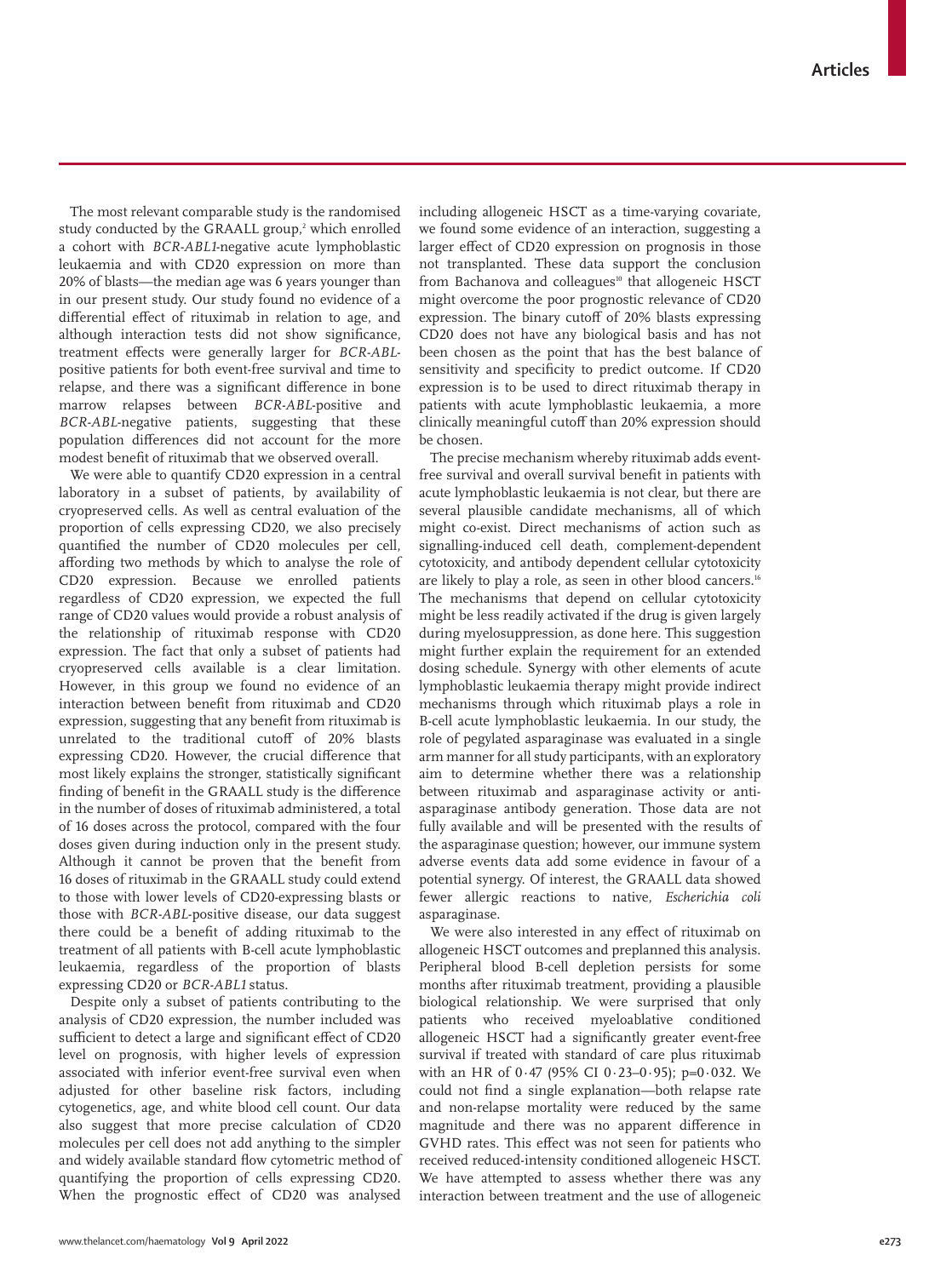The most relevant comparable study is the randomised study conducted by the GRAALL group,[2] which enrolled a cohort with *BCR-ABL1*-negative acute lymphoblastic leukaemia and with CD20 expression on more than 20% of blasts—the median age was 6 years younger than in our present study. Our study found no evidence of a differential effect of rituximab in relation to age, and although interaction tests did not show significance, treatment effects were generally larger for *BCR-ABL*-positive patients for both event-free survival and time to relapse, and there was a significant difference in bone marrow relapses between *BCR-ABL*-positive and *BCR-ABL*-negative patients, suggesting that these population differences did not account for the more modest benefit of rituximab that we observed overall.

We were able to quantify CD20 expression in a central laboratory in a subset of patients, by availability of cryopreserved cells. As well as central evaluation of the proportion of cells expressing CD20, we also precisely quantified the number of CD20 molecules per cell, affording two methods by which to analyse the role of CD20 expression. Because we enrolled patients regardless of CD20 expression, we expected the full range of CD20 values would provide a robust analysis of the relationship of rituximab response with CD20 expression. The fact that only a subset of patients had cryopreserved cells available is a clear limitation. However, in this group we found no evidence of an interaction between benefit from rituximab and CD20 expression, suggesting that any benefit from rituximab is unrelated to the traditional cutoff of 20% blasts expressing CD20. However, the crucial difference that most likely explains the stronger, statistically significant finding of benefit in the GRAALL study is the difference in the number of doses of rituximab administered, a total of 16 doses across the protocol, compared with the four doses given during induction only in the present study. Although it cannot be proven that the benefit from 16 doses of rituximab in the GRAALL study could extend to those with lower levels of CD20-expressing blasts or those with *BCR-ABL*-positive disease, our data suggest there could be a benefit of adding rituximab to the treatment of all patients with B-cell acute lymphoblastic leukaemia, regardless of the proportion of blasts expressing CD20 or *BCR-ABL1* status.

Despite only a subset of patients contributing to the analysis of CD20 expression, the number included was sufficient to detect a large and significant effect of CD20 level on prognosis, with higher levels of expression associated with inferior event-free survival even when adjusted for other baseline risk factors, including cytogenetics, age, and white blood cell count. Our data also suggest that more precise calculation of CD20 molecules per cell does not add anything to the simpler and widely available standard flow cytometric method of quantifying the proportion of cells expressing CD20. When the prognostic effect of CD20 was analysed including allogeneic HSCT as a time-varying covariate, we found some evidence of an interaction, suggesting a larger effect of CD20 expression on prognosis in those not transplanted. These data support the conclusion from Bachanova and colleagues[30] that allogeneic HSCT might overcome the poor prognostic relevance of CD20 expression. The binary cutoff of 20% blasts expressing CD20 does not have any biological basis and has not been chosen as the point that has the best balance of sensitivity and specificity to predict outcome. If CD20 expression is to be used to direct rituximab therapy in patients with acute lymphoblastic leukaemia, a more clinically meaningful cutoff than 20% expression should be chosen.

The precise mechanism whereby rituximab adds event-free survival and overall survival benefit in patients with acute lymphoblastic leukaemia is not clear, but there are several plausible candidate mechanisms, all of which might co-exist. Direct mechanisms of action such as signalling-induced cell death, complement-dependent cytotoxicity, and antibody dependent cellular cytotoxicity are likely to play a role, as seen in other blood cancers.[16] The mechanisms that depend on cellular cytotoxicity might be less readily activated if the drug is given largely during myelosuppression, as done here. This suggestion might further explain the requirement for an extended dosing schedule. Synergy with other elements of acute lymphoblastic leukaemia therapy might provide indirect mechanisms through which rituximab plays a role in B-cell acute lymphoblastic leukaemia. In our study, the role of pegylated asparaginase was evaluated in a single arm manner for all study participants, with an exploratory aim to determine whether there was a relationship between rituximab and asparaginase activity or anti-asparaginase antibody generation. Those data are not fully available and will be presented with the results of the asparaginase question; however, our immune system adverse events data add some evidence in favour of a potential synergy. Of interest, the GRAALL data showed fewer allergic reactions to native, *Escherichia coli* asparaginase.

We were also interested in any effect of rituximab on allogeneic HSCT outcomes and preplanned this analysis. Peripheral blood B-cell depletion persists for some months after rituximab treatment, providing a plausible biological relationship. We were surprised that only patients who received myeloablative conditioned allogeneic HSCT had a significantly greater event-free survival if treated with standard of care plus rituximab with an HR of 0·47 (95% CI 0·23–0·95); p=0·032. We could not find a single explanation—both relapse rate and non-relapse mortality were reduced by the same magnitude and there was no apparent difference in GVHD rates. This effect was not seen for patients who received reduced-intensity conditioned allogeneic HSCT. We have attempted to assess whether there was any interaction between treatment and the use of allogeneic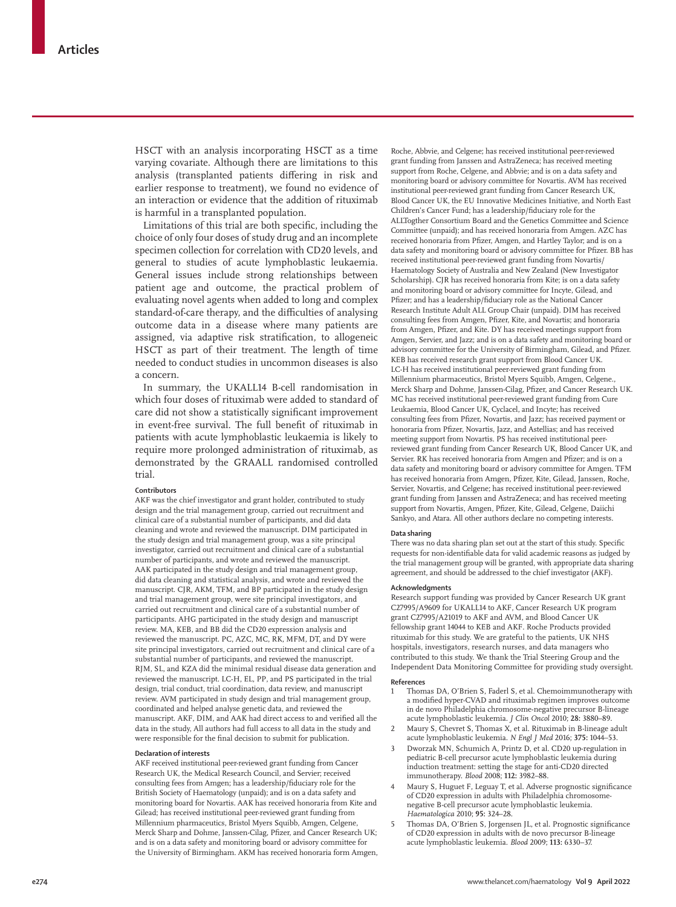HSCT with an analysis incorporating HSCT as a time varying covariate. Although there are limitations to this analysis (transplanted patients differing in risk and earlier response to treatment), we found no evidence of an interaction or evidence that the addition of rituximab is harmful in a transplanted population.

Limitations of this trial are both specific, including the choice of only four doses of study drug and an incomplete specimen collection for correlation with CD20 levels, and general to studies of acute lymphoblastic leukaemia. General issues include strong relationships between patient age and outcome, the practical problem of evaluating novel agents when added to long and complex standard-of-care therapy, and the difficulties of analysing outcome data in a disease where many patients are assigned, via adaptive risk stratification, to allogeneic HSCT as part of their treatment. The length of time needed to conduct studies in uncommon diseases is also a concern.

In summary, the UKALL14 B-cell randomisation in which four doses of rituximab were added to standard of care did not show a statistically significant improvement in event-free survival. The full benefit of rituximab in patients with acute lymphoblastic leukaemia is likely to require more prolonged administration of rituximab, as demonstrated by the GRAALL randomised controlled trial.

#### Contributors

AKF was the chief investigator and grant holder, contributed to study design and the trial management group, carried out recruitment and clinical care of a substantial number of participants, and did data cleaning and wrote and reviewed the manuscript. DIM participated in the study design and trial management group, was a site principal investigator, carried out recruitment and clinical care of a substantial number of participants, and wrote and reviewed the manuscript. AAK participated in the study design and trial management group, did data cleaning and statistical analysis, and wrote and reviewed the manuscript. CJR, AKM, TFM, and BP participated in the study design and trial management group, were site principal investigators, and carried out recruitment and clinical care of a substantial number of participants. AHG participated in the study design and manuscript review. MA, KEB, and BB did the CD20 expression analysis and reviewed the manuscript. PC, AZC, MC, RK, MFM, DT, and DY were site principal investigators, carried out recruitment and clinical care of a substantial number of participants, and reviewed the manuscript. RJM, SL, and KZA did the minimal residual disease data generation and reviewed the manuscript. LC-H, EL, PP, and PS participated in the trial design, trial conduct, trial coordination, data review, and manuscript review. AVM participated in study design and trial management group, coordinated and helped analyse genetic data, and reviewed the manuscript. AKF, DIM, and AAK had direct access to and verified all the data in the study, All authors had full access to all data in the study and were responsible for the final decision to submit for publication.

#### Declaration of interests

AKF received institutional peer-reviewed grant funding from Cancer Research UK, the Medical Research Council, and Servier; received consulting fees from Amgen; has a leadership/fiduciary role for the British Society of Haematology (unpaid); and is on a data safety and monitoring board for Novartis. AAK has received honoraria from Kite and Gilead; has received institutional peer-reviewed grant funding from Millennium pharmaceutics, Bristol Myers Squibb, Amgen, Celgene, Merck Sharp and Dohme, Janssen-Cilag, Pfizer, and Cancer Research UK; and is on a data safety and monitoring board or advisory committee for the University of Birmingham. AKM has received honoraria form Amgen, Roche, Abbvie, and Celgene; has received institutional peer-reviewed grant funding from Janssen and AstraZeneca; has received meeting support from Roche, Celgene, and Abbvie; and is on a data safety and monitoring board or advisory committee for Novartis. AVM has received institutional peer-reviewed grant funding from Cancer Research UK, Blood Cancer UK, the EU Innovative Medicines Initiative, and North East Children's Cancer Fund; has a leadership/fiduciary role for the ALLTogther Consortium Board and the Genetics Committee and Science Committee (unpaid); and has received honoraria from Amgen. AZC has received honoraria from Pfizer, Amgen, and Hartley Taylor; and is on a data safety and monitoring board or advisory committee for Pfizer. BB has received institutional peer-reviewed grant funding from Novartis/ Haematology Society of Australia and New Zealand (New Investigator Scholarship). CJR has received honoraria from Kite; is on a data safety and monitoring board or advisory committee for Incyte, Gilead, and Pfizer; and has a leadership/fiduciary role as the National Cancer Research Institute Adult ALL Group Chair (unpaid). DIM has received consulting fees from Amgen, Pfizer, Kite, and Novartis; and honoraria from Amgen, Pfizer, and Kite. DY has received meetings support from Amgen, Servier, and Jazz; and is on a data safety and monitoring board or advisory committee for the University of Birmingham, Gilead, and Pfizer. KEB has received research grant support from Blood Cancer UK. LC-H has received institutional peer-reviewed grant funding from Millennium pharmaceutics, Bristol Myers Squibb, Amgen, Celgene., Merck Sharp and Dohme, Janssen-Cilag, Pfizer, and Cancer Research UK. MC has received institutional peer-reviewed grant funding from Cure Leukaemia, Blood Cancer UK, Cyclacel, and Incyte; has received consulting fees from Pfizer, Novartis, and Jazz; has received payment or honoraria from Pfizer, Novartis, Jazz, and Astellias; and has received meeting support from Novartis. PS has received institutional peer-reviewed grant funding from Cancer Research UK, Blood Cancer UK, and Servier. RK has received honoraria from Amgen and Pfizer; and is on a data safety and monitoring board or advisory committee for Amgen. TFM has received honoraria from Amgen, Pfizer, Kite, Gilead, Janssen, Roche, Servier, Novartis, and Celgene; has received institutional peer-reviewed grant funding from Janssen and AstraZeneca; and has received meeting support from Novartis, Amgen, Pfizer, Kite, Gilead, Celgene, Daiichi Sankyo, and Atara. All other authors declare no competing interests.

#### Data sharing

There was no data sharing plan set out at the start of this study. Specific requests for non-identifiable data for valid academic reasons as judged by the trial management group will be granted, with appropriate data sharing agreement, and should be addressed to the chief investigator (AKF).

#### Acknowledgments

Research support funding was provided by Cancer Research UK grant C27995/A9609 for UKALL14 to AKF, Cancer Research UK program grant C27995/A21019 to AKF and AVM, and Blood Cancer UK fellowship grant 14044 to KEB and AKF. Roche Products provided rituximab for this study. We are grateful to the patients, UK NHS hospitals, investigators, research nurses, and data managers who contributed to this study. We thank the Trial Steering Group and the Independent Data Monitoring Committee for providing study oversight.

#### References

1. Thomas DA, O'Brien S, Faderl S, et al. Chemoimmunotherapy with a modified hyper-CVAD and rituximab regimen improves outcome in de novo Philadelphia chromosome-negative precursor B-lineage acute lymphoblastic leukemia. *J Clin Oncol* 2010; **28:** 3880–89.
2. Maury S, Chevret S, Thomas X, et al. Rituximab in B-lineage adult acute lymphoblastic leukemia. *N Engl J Med* 2016; **375:** 1044–53.
3. Dworzak MN, Schumich A, Printz D, et al. CD20 up-regulation in pediatric B-cell precursor acute lymphoblastic leukemia during induction treatment: setting the stage for anti-CD20 directed immunotherapy. *Blood* 2008; **112:** 3982–88.
4. Maury S, Huguet F, Leguay T, et al. Adverse prognostic significance of CD20 expression in adults with Philadelphia chromosome-negative B-cell precursor acute lymphoblastic leukemia. *Haematologica* 2010; **95:** 324–28.
5. Thomas DA, O'Brien S, Jorgensen JL, et al. Prognostic significance of CD20 expression in adults with de novo precursor B-lineage acute lymphoblastic leukemia. *Blood* 2009; **113:** 6330–37.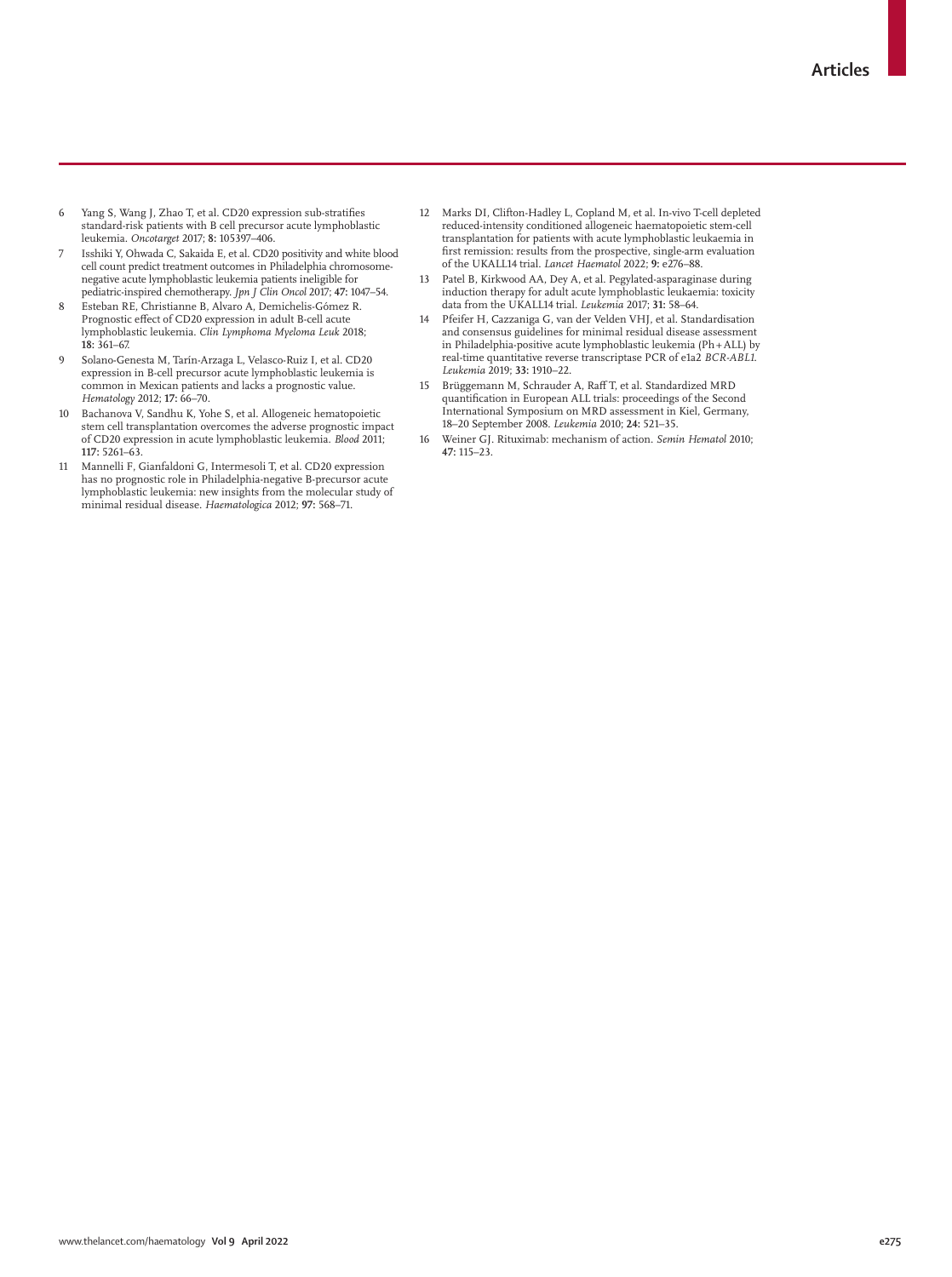6 Yang S, Wang J, Zhao T, et al. CD20 expression sub-stratifies standard-risk patients with B cell precursor acute lymphoblastic leukemia. *Oncotarget* 2017; **8:** 105397–406.

7 Isshiki Y, Ohwada C, Sakaida E, et al. CD20 positivity and white blood cell count predict treatment outcomes in Philadelphia chromosome-negative acute lymphoblastic leukemia patients ineligible for pediatric-inspired chemotherapy. *Jpn J Clin Oncol* 2017; **47:** 1047–54.

8 Esteban RE, Christianne B, Alvaro A, Demichelis-Gómez R. Prognostic effect of CD20 expression in adult B-cell acute lymphoblastic leukemia. *Clin Lymphoma Myeloma Leuk* 2018; **18:** 361–67.

9 Solano-Genesta M, Tarín-Arzaga L, Velasco-Ruiz I, et al. CD20 expression in B-cell precursor acute lymphoblastic leukemia is common in Mexican patients and lacks a prognostic value. *Hematology* 2012; **17:** 66–70.

10 Bachanova V, Sandhu K, Yohe S, et al. Allogeneic hematopoietic stem cell transplantation overcomes the adverse prognostic impact of CD20 expression in acute lymphoblastic leukemia. *Blood* 2011; **117:** 5261–63.

11 Mannelli F, Gianfaldoni G, Intermesoli T, et al. CD20 expression has no prognostic role in Philadelphia-negative B-precursor acute lymphoblastic leukemia: new insights from the molecular study of minimal residual disease. *Haematologica* 2012; **97:** 568–71.

12 Marks DI, Clifton-Hadley L, Copland M, et al. In-vivo T-cell depleted reduced-intensity conditioned allogeneic haematopoietic stem-cell transplantation for patients with acute lymphoblastic leukaemia in first remission: results from the prospective, single-arm evaluation of the UKALL14 trial. *Lancet Haematol* 2022; **9:** e276–88.

13 Patel B, Kirkwood AA, Dey A, et al. Pegylated-asparaginase during induction therapy for adult acute lymphoblastic leukaemia: toxicity data from the UKALL14 trial. *Leukemia* 2017; **31:** 58–64.

14 Pfeifer H, Cazzaniga G, van der Velden VHJ, et al. Standardisation and consensus guidelines for minimal residual disease assessment in Philadelphia-positive acute lymphoblastic leukemia (Ph+ALL) by real-time quantitative reverse transcriptase PCR of e1a2 *BCR-ABL1*. *Leukemia* 2019; **33:** 1910–22.

15 Brüggemann M, Schrauder A, Raff T, et al. Standardized MRD quantification in European ALL trials: proceedings of the Second International Symposium on MRD assessment in Kiel, Germany, 18–20 September 2008. *Leukemia* 2010; **24:** 521–35.

16 Weiner GJ. Rituximab: mechanism of action. *Semin Hematol* 2010; **47:** 115–23.